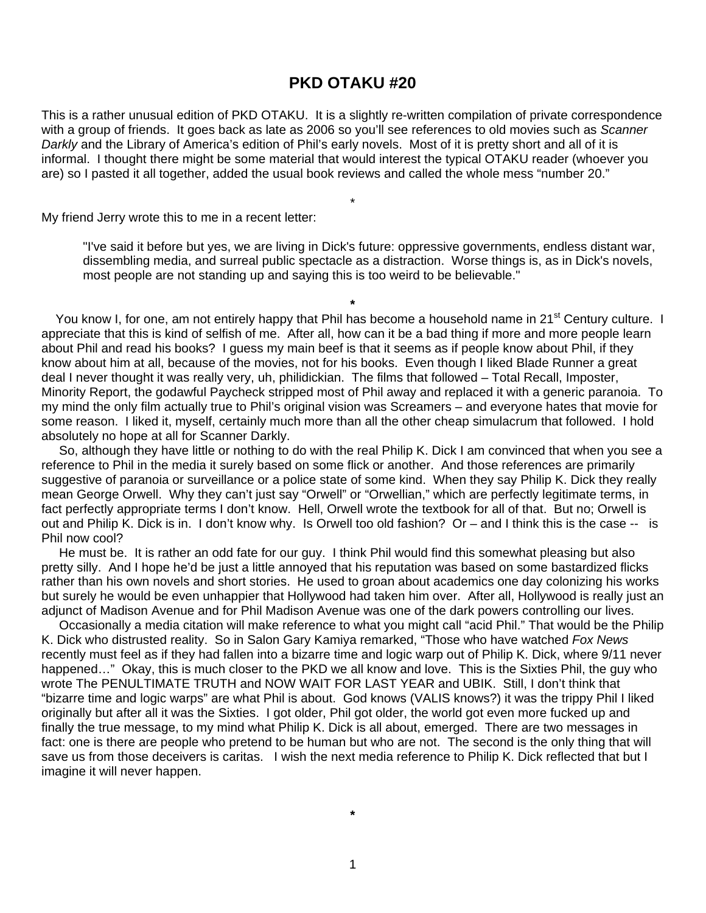# PKD OTAKU #20

This is a rather unusual edition of PKD OTAKU. It is a slightly re-written compilation of private correspondence with a group of friends. It goes back as late as 2006 so you'll see references to old movies such as *Scanner Darkly* and the Library of America's edition of Phil's early novels. Most of it is pretty short and all of it is informal. I thought there might be some material that would interest the typical OTAKU reader (whoever you are) so I pasted it all together, added the usual book reviews and called the whole mess "number 20."

*

My friend Jerry wrote this to me in a recent letter:

> "I've said it before but yes, we are living in Dick's future: oppressive governments, endless distant war, dissembling media, and surreal public spectacle as a distraction. Worse things is, as in Dick's novels, most people are not standing up and saying this is too weird to be believable."

**\***

You know I, for one, am not entirely happy that Phil has become a household name in 21st Century culture. I appreciate that this is kind of selfish of me. After all, how can it be a bad thing if more and more people learn about Phil and read his books? I guess my main beef is that it seems as if people know about Phil, if they know about him at all, because of the movies, not for his books. Even though I liked Blade Runner a great deal I never thought it was really very, uh, philidickian. The films that followed – Total Recall, Imposter, Minority Report, the godawful Paycheck stripped most of Phil away and replaced it with a generic paranoia. To my mind the only film actually true to Phil's original vision was Screamers – and everyone hates that movie for some reason. I liked it, myself, certainly much more than all the other cheap simulacrum that followed. I hold absolutely no hope at all for Scanner Darkly.

So, although they have little or nothing to do with the real Philip K. Dick I am convinced that when you see a reference to Phil in the media it surely based on some flick or another. And those references are primarily suggestive of paranoia or surveillance or a police state of some kind. When they say Philip K. Dick they really mean George Orwell. Why they can't just say "Orwell" or "Orwellian," which are perfectly legitimate terms, in fact perfectly appropriate terms I don't know. Hell, Orwell wrote the textbook for all of that. But no; Orwell is out and Philip K. Dick is in. I don't know why. Is Orwell too old fashion? Or – and I think this is the case -- is Phil now cool?

He must be. It is rather an odd fate for our guy. I think Phil would find this somewhat pleasing but also pretty silly. And I hope he'd be just a little annoyed that his reputation was based on some bastardized flicks rather than his own novels and short stories. He used to groan about academics one day colonizing his works but surely he would be even unhappier that Hollywood had taken him over. After all, Hollywood is really just an adjunct of Madison Avenue and for Phil Madison Avenue was one of the dark powers controlling our lives.

Occasionally a media citation will make reference to what you might call "acid Phil." That would be the Philip K. Dick who distrusted reality. So in Salon Gary Kamiya remarked, "Those who have watched *Fox News* recently must feel as if they had fallen into a bizarre time and logic warp out of Philip K. Dick, where 9/11 never happened…" Okay, this is much closer to the PKD we all know and love. This is the Sixties Phil, the guy who wrote The PENULTIMATE TRUTH and NOW WAIT FOR LAST YEAR and UBIK. Still, I don't think that "bizarre time and logic warps" are what Phil is about. God knows (VALIS knows?) it was the trippy Phil I liked originally but after all it was the Sixties. I got older, Phil got older, the world got even more fucked up and finally the true message, to my mind what Philip K. Dick is all about, emerged. There are two messages in fact: one is there are people who pretend to be human but who are not. The second is the only thing that will save us from those deceivers is caritas. I wish the next media reference to Philip K. Dick reflected that but I imagine it will never happen.

**\***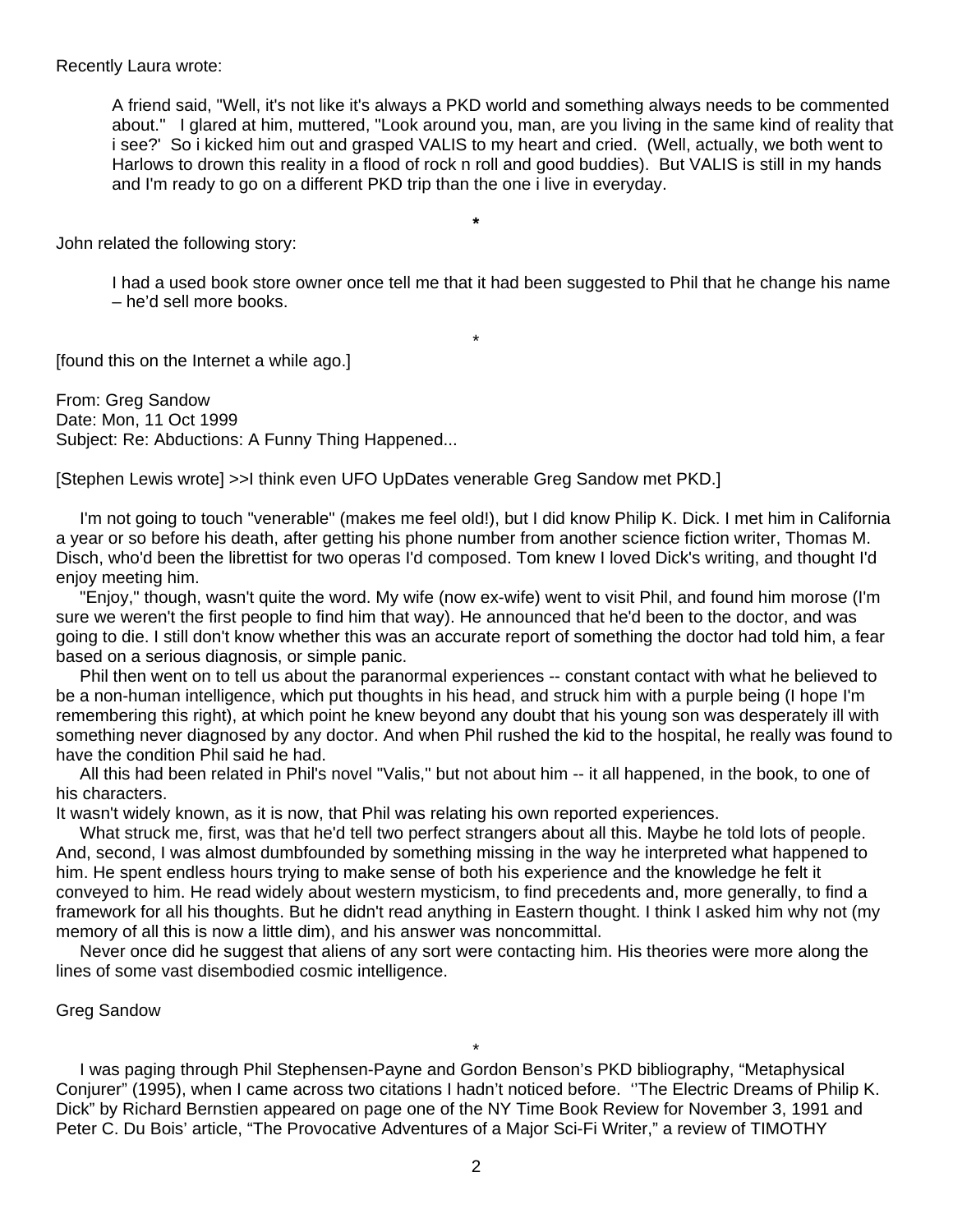Recently Laura wrote:

> A friend said, "Well, it's not like it's always a PKD world and something always needs to be commented about."   I glared at him, muttered, "Look around you, man, are you living in the same kind of reality that i see?'  So i kicked him out and grasped VALIS to my heart and cried.  (Well, actually, we both went to Harlows to drown this reality in a flood of rock n roll and good buddies).  But VALIS is still in my hands and I'm ready to go on a different PKD trip than the one i live in everyday.

**\***

John related the following story:

> I had a used book store owner once tell me that it had been suggested to Phil that he change his name – he'd sell more books.

\*

[found this on the Internet a while ago.]

From: Greg Sandow
Date: Mon, 11 Oct 1999
Subject: Re: Abductions: A Funny Thing Happened...

[Stephen Lewis wrote] >>I think even UFO UpDates venerable Greg Sandow met PKD.]

I'm not going to touch "venerable" (makes me feel old!), but I did know Philip K. Dick. I met him in California a year or so before his death, after getting his phone number from another science fiction writer, Thomas M. Disch, who'd been the librettist for two operas I'd composed. Tom knew I loved Dick's writing, and thought I'd enjoy meeting him.

"Enjoy," though, wasn't quite the word. My wife (now ex-wife) went to visit Phil, and found him morose (I'm sure we weren't the first people to find him that way). He announced that he'd been to the doctor, and was going to die. I still don't know whether this was an accurate report of something the doctor had told him, a fear based on a serious diagnosis, or simple panic.

Phil then went on to tell us about the paranormal experiences -- constant contact with what he believed to be a non-human intelligence, which put thoughts in his head, and struck him with a purple being (I hope I'm remembering this right), at which point he knew beyond any doubt that his young son was desperately ill with something never diagnosed by any doctor. And when Phil rushed the kid to the hospital, he really was found to have the condition Phil said he had.

All this had been related in Phil's novel "Valis," but not about him -- it all happened, in the book, to one of his characters.
It wasn't widely known, as it is now, that Phil was relating his own reported experiences.

What struck me, first, was that he'd tell two perfect strangers about all this. Maybe he told lots of people. And, second, I was almost dumbfounded by something missing in the way he interpreted what happened to him. He spent endless hours trying to make sense of both his experience and the knowledge he felt it conveyed to him. He read widely about western mysticism, to find precedents and, more generally, to find a framework for all his thoughts. But he didn't read anything in Eastern thought. I think I asked him why not (my memory of all this is now a little dim), and his answer was noncommittal.

Never once did he suggest that aliens of any sort were contacting him. His theories were more along the lines of some vast disembodied cosmic intelligence.

Greg Sandow

\*

I was paging through Phil Stephensen-Payne and Gordon Benson's PKD bibliography, "Metaphysical Conjurer" (1995), when I came across two citations I hadn't noticed before.  ''The Electric Dreams of Philip K. Dick" by Richard Bernstien appeared on page one of the NY Time Book Review for November 3, 1991 and Peter C. Du Bois' article, "The Provocative Adventures of a Major Sci-Fi Writer," a review of TIMOTHY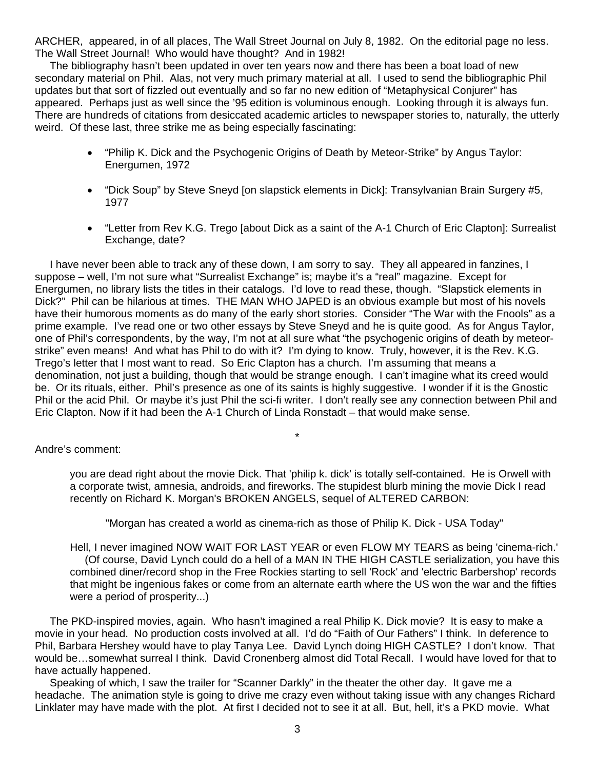ARCHER, appeared, in of all places, The Wall Street Journal on July 8, 1982. On the editorial page no less. The Wall Street Journal! Who would have thought? And in 1982!

The bibliography hasn't been updated in over ten years now and there has been a boat load of new secondary material on Phil. Alas, not very much primary material at all. I used to send the bibliographic Phil updates but that sort of fizzled out eventually and so far no new edition of "Metaphysical Conjurer" has appeared. Perhaps just as well since the '95 edition is voluminous enough. Looking through it is always fun. There are hundreds of citations from desiccated academic articles to newspaper stories to, naturally, the utterly weird. Of these last, three strike me as being especially fascinating:

- "Philip K. Dick and the Psychogenic Origins of Death by Meteor-Strike" by Angus Taylor: Energumen, 1972
- "Dick Soup" by Steve Sneyd [on slapstick elements in Dick]: Transylvanian Brain Surgery #5, 1977
- "Letter from Rev K.G. Trego [about Dick as a saint of the A-1 Church of Eric Clapton]: Surrealist Exchange, date?

I have never been able to track any of these down, I am sorry to say. They all appeared in fanzines, I suppose – well, I'm not sure what "Surrealist Exchange" is; maybe it's a "real" magazine. Except for Energumen, no library lists the titles in their catalogs. I'd love to read these, though. "Slapstick elements in Dick?" Phil can be hilarious at times. THE MAN WHO JAPED is an obvious example but most of his novels have their humorous moments as do many of the early short stories. Consider "The War with the Fnools" as a prime example. I've read one or two other essays by Steve Sneyd and he is quite good. As for Angus Taylor, one of Phil's correspondents, by the way, I'm not at all sure what "the psychogenic origins of death by meteor-strike" even means! And what has Phil to do with it? I'm dying to know. Truly, however, it is the Rev. K.G. Trego's letter that I most want to read. So Eric Clapton has a church. I'm assuming that means a denomination, not just a building, though that would be strange enough. I can't imagine what its creed would be. Or its rituals, either. Phil's presence as one of its saints is highly suggestive. I wonder if it is the Gnostic Phil or the acid Phil. Or maybe it's just Phil the sci-fi writer. I don't really see any connection between Phil and Eric Clapton. Now if it had been the A-1 Church of Linda Ronstadt – that would make sense.

*

Andre's comment:

> you are dead right about the movie Dick. That 'philip k. dick' is totally self-contained. He is Orwell with a corporate twist, amnesia, androids, and fireworks. The stupidest blurb mining the movie Dick I read recently on Richard K. Morgan's BROKEN ANGELS, sequel of ALTERED CARBON:
>
> > "Morgan has created a world as cinema-rich as those of Philip K. Dick - USA Today"
>
> Hell, I never imagined NOW WAIT FOR LAST YEAR or even FLOW MY TEARS as being 'cinema-rich.'
>
> (Of course, David Lynch could do a hell of a MAN IN THE HIGH CASTLE serialization, you have this combined diner/record shop in the Free Rockies starting to sell 'Rock' and 'electric Barbershop' records that might be ingenious fakes or come from an alternate earth where the US won the war and the fifties were a period of prosperity...)

The PKD-inspired movies, again. Who hasn't imagined a real Philip K. Dick movie? It is easy to make a movie in your head. No production costs involved at all. I'd do "Faith of Our Fathers" I think. In deference to Phil, Barbara Hershey would have to play Tanya Lee. David Lynch doing HIGH CASTLE? I don't know. That would be…somewhat surreal I think. David Cronenberg almost did Total Recall. I would have loved for that to have actually happened.

Speaking of which, I saw the trailer for "Scanner Darkly" in the theater the other day. It gave me a headache. The animation style is going to drive me crazy even without taking issue with any changes Richard Linklater may have made with the plot. At first I decided not to see it at all. But, hell, it's a PKD movie. What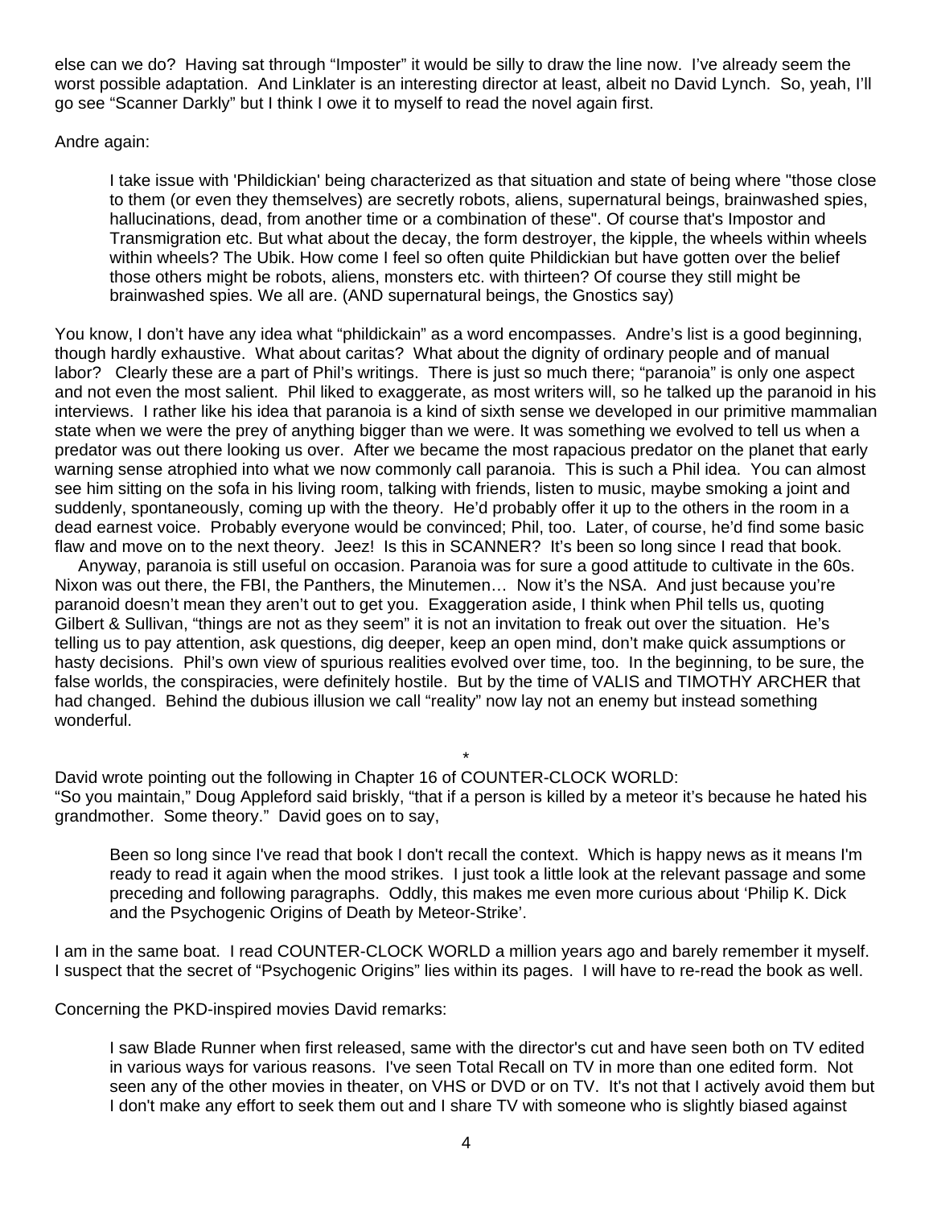else can we do? Having sat through "Imposter" it would be silly to draw the line now. I've already seem the worst possible adaptation. And Linklater is an interesting director at least, albeit no David Lynch. So, yeah, I'll go see "Scanner Darkly" but I think I owe it to myself to read the novel again first.

Andre again:

> I take issue with 'Phildickian' being characterized as that situation and state of being where "those close to them (or even they themselves) are secretly robots, aliens, supernatural beings, brainwashed spies, hallucinations, dead, from another time or a combination of these". Of course that's Impostor and Transmigration etc. But what about the decay, the form destroyer, the kipple, the wheels within wheels within wheels? The Ubik. How come I feel so often quite Phildickian but have gotten over the belief those others might be robots, aliens, monsters etc. with thirteen? Of course they still might be brainwashed spies. We all are. (AND supernatural beings, the Gnostics say)

You know, I don't have any idea what "phildickain" as a word encompasses. Andre's list is a good beginning, though hardly exhaustive. What about caritas? What about the dignity of ordinary people and of manual labor? Clearly these are a part of Phil's writings. There is just so much there; "paranoia" is only one aspect and not even the most salient. Phil liked to exaggerate, as most writers will, so he talked up the paranoid in his interviews. I rather like his idea that paranoia is a kind of sixth sense we developed in our primitive mammalian state when we were the prey of anything bigger than we were. It was something we evolved to tell us when a predator was out there looking us over. After we became the most rapacious predator on the planet that early warning sense atrophied into what we now commonly call paranoia. This is such a Phil idea. You can almost see him sitting on the sofa in his living room, talking with friends, listen to music, maybe smoking a joint and suddenly, spontaneously, coming up with the theory. He'd probably offer it up to the others in the room in a dead earnest voice. Probably everyone would be convinced; Phil, too. Later, of course, he'd find some basic flaw and move on to the next theory. Jeez! Is this in SCANNER? It's been so long since I read that book.

Anyway, paranoia is still useful on occasion. Paranoia was for sure a good attitude to cultivate in the 60s. Nixon was out there, the FBI, the Panthers, the Minutemen… Now it's the NSA. And just because you're paranoid doesn't mean they aren't out to get you. Exaggeration aside, I think when Phil tells us, quoting Gilbert & Sullivan, "things are not as they seem" it is not an invitation to freak out over the situation. He's telling us to pay attention, ask questions, dig deeper, keep an open mind, don't make quick assumptions or hasty decisions. Phil's own view of spurious realities evolved over time, too. In the beginning, to be sure, the false worlds, the conspiracies, were definitely hostile. But by the time of VALIS and TIMOTHY ARCHER that had changed. Behind the dubious illusion we call "reality" now lay not an enemy but instead something wonderful.

*

David wrote pointing out the following in Chapter 16 of COUNTER-CLOCK WORLD:
"So you maintain," Doug Appleford said briskly, "that if a person is killed by a meteor it's because he hated his grandmother. Some theory." David goes on to say,

> Been so long since I've read that book I don't recall the context. Which is happy news as it means I'm ready to read it again when the mood strikes. I just took a little look at the relevant passage and some preceding and following paragraphs. Oddly, this makes me even more curious about 'Philip K. Dick and the Psychogenic Origins of Death by Meteor-Strike'.

I am in the same boat. I read COUNTER-CLOCK WORLD a million years ago and barely remember it myself. I suspect that the secret of "Psychogenic Origins" lies within its pages. I will have to re-read the book as well.

Concerning the PKD-inspired movies David remarks:

> I saw Blade Runner when first released, same with the director's cut and have seen both on TV edited in various ways for various reasons. I've seen Total Recall on TV in more than one edited form. Not seen any of the other movies in theater, on VHS or DVD or on TV. It's not that I actively avoid them but I don't make any effort to seek them out and I share TV with someone who is slightly biased against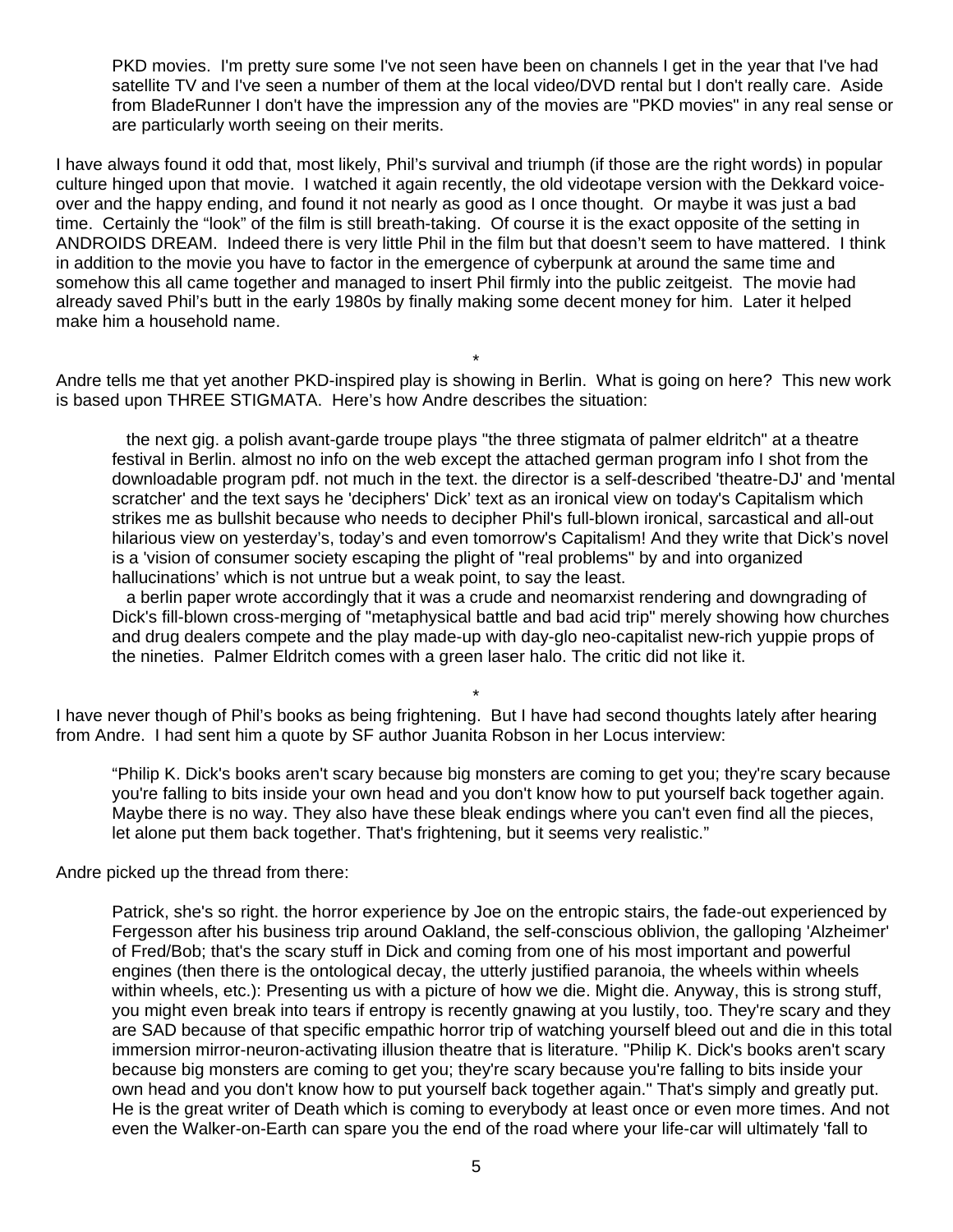> PKD movies. I'm pretty sure some I've not seen have been on channels I get in the year that I've had satellite TV and I've seen a number of them at the local video/DVD rental but I don't really care. Aside from BladeRunner I don't have the impression any of the movies are "PKD movies" in any real sense or are particularly worth seeing on their merits.

I have always found it odd that, most likely, Phil's survival and triumph (if those are the right words) in popular culture hinged upon that movie. I watched it again recently, the old videotape version with the Dekkard voice-over and the happy ending, and found it not nearly as good as I once thought. Or maybe it was just a bad time. Certainly the "look" of the film is still breath-taking. Of course it is the exact opposite of the setting in ANDROIDS DREAM. Indeed there is very little Phil in the film but that doesn't seem to have mattered. I think in addition to the movie you have to factor in the emergence of cyberpunk at around the same time and somehow this all came together and managed to insert Phil firmly into the public zeitgeist. The movie had already saved Phil's butt in the early 1980s by finally making some decent money for him. Later it helped make him a household name.

*

Andre tells me that yet another PKD-inspired play is showing in Berlin. What is going on here? This new work is based upon THREE STIGMATA. Here's how Andre describes the situation:

> the next gig. a polish avant-garde troupe plays "the three stigmata of palmer eldritch" at a theatre festival in Berlin. almost no info on the web except the attached german program info I shot from the downloadable program pdf. not much in the text. the director is a self-described 'theatre-DJ' and 'mental scratcher' and the text says he 'deciphers' Dick' text as an ironical view on today's Capitalism which strikes me as bullshit because who needs to decipher Phil's full-blown ironical, sarcastical and all-out hilarious view on yesterday's, today's and even tomorrow's Capitalism! And they write that Dick's novel is a 'vision of consumer society escaping the plight of "real problems" by and into organized hallucinations' which is not untrue but a weak point, to say the least.
>
> a berlin paper wrote accordingly that it was a crude and neomarxist rendering and downgrading of Dick's fill-blown cross-merging of "metaphysical battle and bad acid trip" merely showing how churches and drug dealers compete and the play made-up with day-glo neo-capitalist new-rich yuppie props of the nineties. Palmer Eldritch comes with a green laser halo. The critic did not like it.

*

I have never though of Phil's books as being frightening. But I have had second thoughts lately after hearing from Andre. I had sent him a quote by SF author Juanita Robson in her Locus interview:

> "Philip K. Dick's books aren't scary because big monsters are coming to get you; they're scary because you're falling to bits inside your own head and you don't know how to put yourself back together again. Maybe there is no way. They also have these bleak endings where you can't even find all the pieces, let alone put them back together. That's frightening, but it seems very realistic."

Andre picked up the thread from there:

> Patrick, she's so right. the horror experience by Joe on the entropic stairs, the fade-out experienced by Fergesson after his business trip around Oakland, the self-conscious oblivion, the galloping 'Alzheimer' of Fred/Bob; that's the scary stuff in Dick and coming from one of his most important and powerful engines (then there is the ontological decay, the utterly justified paranoia, the wheels within wheels within wheels, etc.): Presenting us with a picture of how we die. Might die. Anyway, this is strong stuff, you might even break into tears if entropy is recently gnawing at you lustily, too. They're scary and they are SAD because of that specific empathic horror trip of watching yourself bleed out and die in this total immersion mirror-neuron-activating illusion theatre that is literature. "Philip K. Dick's books aren't scary because big monsters are coming to get you; they're scary because you're falling to bits inside your own head and you don't know how to put yourself back together again." That's simply and greatly put. He is the great writer of Death which is coming to everybody at least once or even more times. And not even the Walker-on-Earth can spare you the end of the road where your life-car will ultimately 'fall to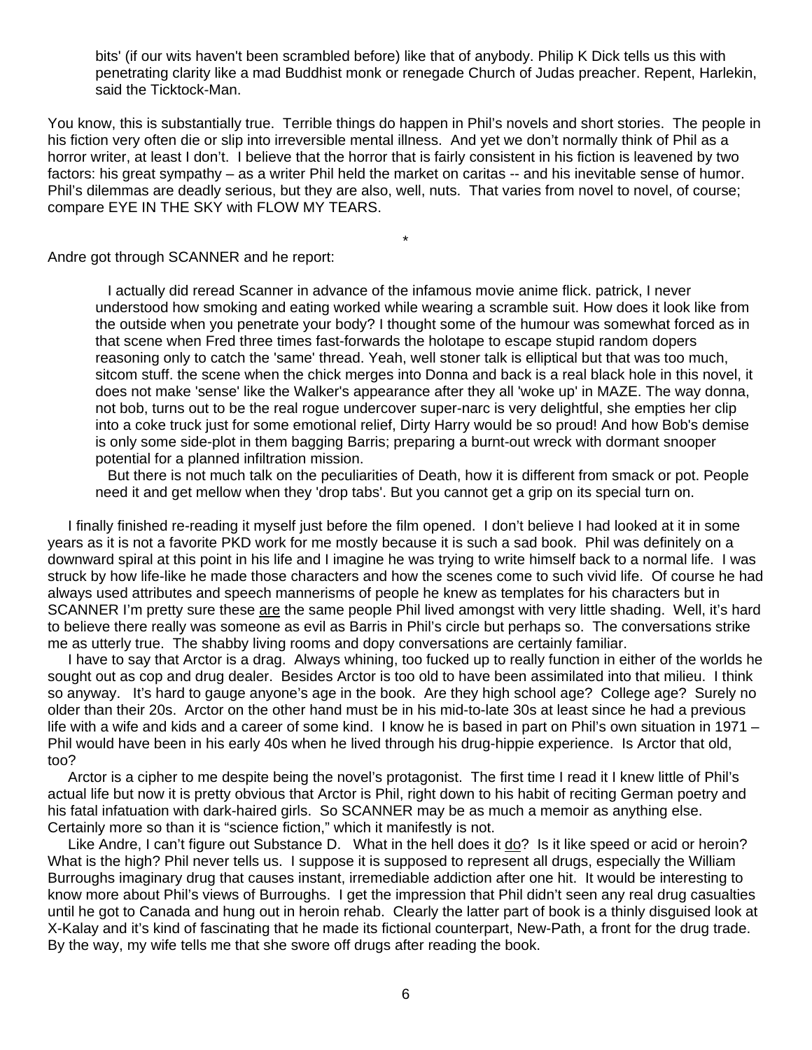> bits' (if our wits haven't been scrambled before) like that of anybody. Philip K Dick tells us this with penetrating clarity like a mad Buddhist monk or renegade Church of Judas preacher. Repent, Harlekin, said the Ticktock-Man.

You know, this is substantially true. Terrible things do happen in Phil's novels and short stories. The people in his fiction very often die or slip into irreversible mental illness. And yet we don't normally think of Phil as a horror writer, at least I don't. I believe that the horror that is fairly consistent in his fiction is leavened by two factors: his great sympathy – as a writer Phil held the market on caritas -- and his inevitable sense of humor. Phil's dilemmas are deadly serious, but they are also, well, nuts. That varies from novel to novel, of course; compare EYE IN THE SKY with FLOW MY TEARS.

*

Andre got through SCANNER and he report:

> I actually did reread Scanner in advance of the infamous movie anime flick. patrick, I never understood how smoking and eating worked while wearing a scramble suit. How does it look like from the outside when you penetrate your body? I thought some of the humour was somewhat forced as in that scene when Fred three times fast-forwards the holotape to escape stupid random dopers reasoning only to catch the 'same' thread. Yeah, well stoner talk is elliptical but that was too much, sitcom stuff. the scene when the chick merges into Donna and back is a real black hole in this novel, it does not make 'sense' like the Walker's appearance after they all 'woke up' in MAZE. The way donna, not bob, turns out to be the real rogue undercover super-narc is very delightful, she empties her clip into a coke truck just for some emotional relief, Dirty Harry would be so proud! And how Bob's demise is only some side-plot in them bagging Barris; preparing a burnt-out wreck with dormant snooper potential for a planned infiltration mission.
>
> But there is not much talk on the peculiarities of Death, how it is different from smack or pot. People need it and get mellow when they 'drop tabs'. But you cannot get a grip on its special turn on.

I finally finished re-reading it myself just before the film opened. I don't believe I had looked at it in some years as it is not a favorite PKD work for me mostly because it is such a sad book. Phil was definitely on a downward spiral at this point in his life and I imagine he was trying to write himself back to a normal life. I was struck by how life-like he made those characters and how the scenes come to such vivid life. Of course he had always used attributes and speech mannerisms of people he knew as templates for his characters but in SCANNER I'm pretty sure these <u>are</u> the same people Phil lived amongst with very little shading. Well, it's hard to believe there really was someone as evil as Barris in Phil's circle but perhaps so. The conversations strike me as utterly true. The shabby living rooms and dopy conversations are certainly familiar.

I have to say that Arctor is a drag. Always whining, too fucked up to really function in either of the worlds he sought out as cop and drug dealer. Besides Arctor is too old to have been assimilated into that milieu. I think so anyway. It's hard to gauge anyone's age in the book. Are they high school age? College age? Surely no older than their 20s. Arctor on the other hand must be in his mid-to-late 30s at least since he had a previous life with a wife and kids and a career of some kind. I know he is based in part on Phil's own situation in 1971 – Phil would have been in his early 40s when he lived through his drug-hippie experience. Is Arctor that old, too?

Arctor is a cipher to me despite being the novel's protagonist. The first time I read it I knew little of Phil's actual life but now it is pretty obvious that Arctor is Phil, right down to his habit of reciting German poetry and his fatal infatuation with dark-haired girls. So SCANNER may be as much a memoir as anything else. Certainly more so than it is "science fiction," which it manifestly is not.

Like Andre, I can't figure out Substance D. What in the hell does it <u>do</u>? Is it like speed or acid or heroin? What is the high? Phil never tells us. I suppose it is supposed to represent all drugs, especially the William Burroughs imaginary drug that causes instant, irremediable addiction after one hit. It would be interesting to know more about Phil's views of Burroughs. I get the impression that Phil didn't seen any real drug casualties until he got to Canada and hung out in heroin rehab. Clearly the latter part of book is a thinly disguised look at X-Kalay and it's kind of fascinating that he made its fictional counterpart, New-Path, a front for the drug trade. By the way, my wife tells me that she swore off drugs after reading the book.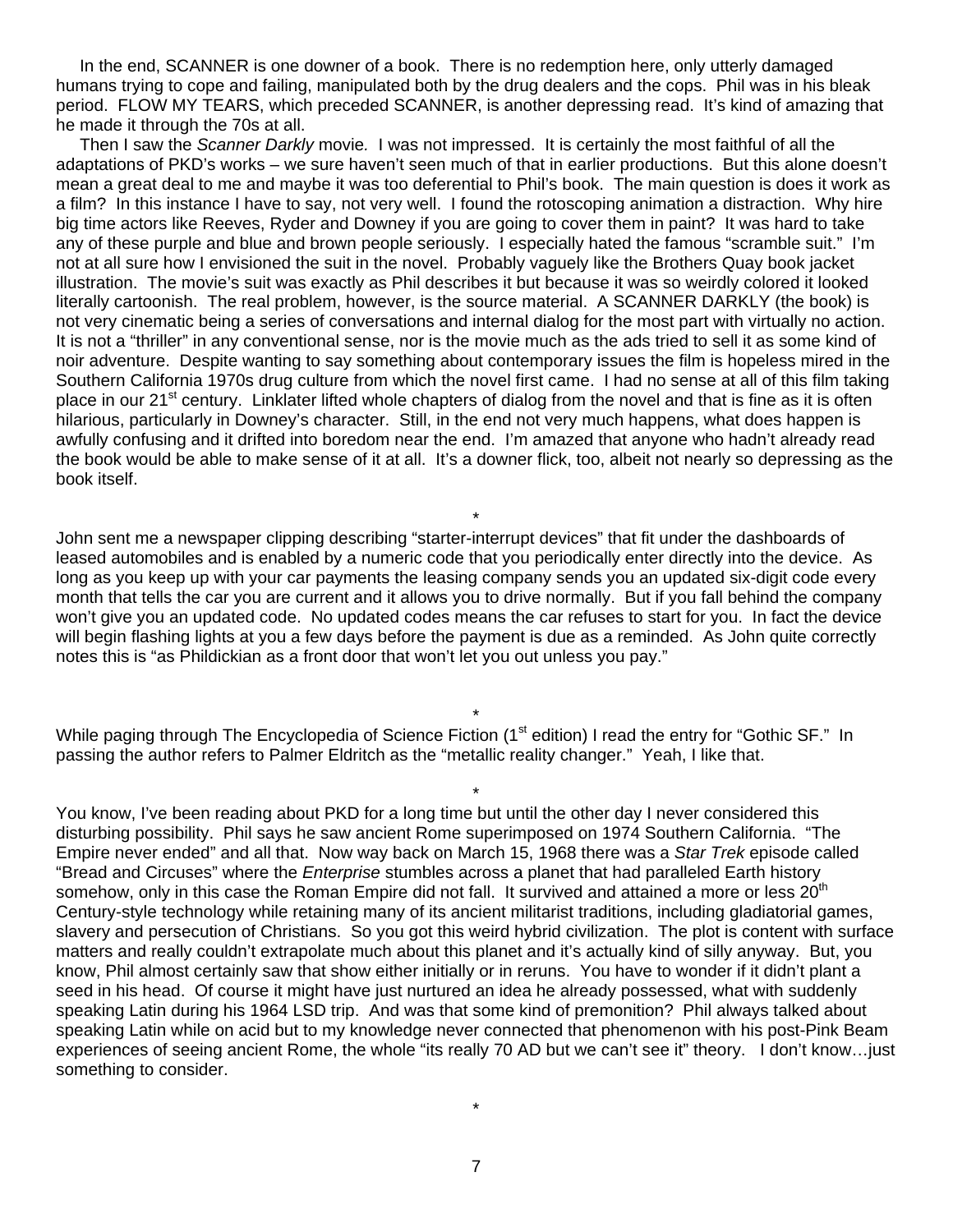In the end, SCANNER is one downer of a book. There is no redemption here, only utterly damaged humans trying to cope and failing, manipulated both by the drug dealers and the cops. Phil was in his bleak period. FLOW MY TEARS, which preceded SCANNER, is another depressing read. It's kind of amazing that he made it through the 70s at all.

Then I saw the *Scanner Darkly* movie*.* I was not impressed. It is certainly the most faithful of all the adaptations of PKD's works – we sure haven't seen much of that in earlier productions. But this alone doesn't mean a great deal to me and maybe it was too deferential to Phil's book. The main question is does it work as a film? In this instance I have to say, not very well. I found the rotoscoping animation a distraction. Why hire big time actors like Reeves, Ryder and Downey if you are going to cover them in paint? It was hard to take any of these purple and blue and brown people seriously. I especially hated the famous "scramble suit." I'm not at all sure how I envisioned the suit in the novel. Probably vaguely like the Brothers Quay book jacket illustration. The movie's suit was exactly as Phil describes it but because it was so weirdly colored it looked literally cartoonish. The real problem, however, is the source material. A SCANNER DARKLY (the book) is not very cinematic being a series of conversations and internal dialog for the most part with virtually no action. It is not a "thriller" in any conventional sense, nor is the movie much as the ads tried to sell it as some kind of noir adventure. Despite wanting to say something about contemporary issues the film is hopeless mired in the Southern California 1970s drug culture from which the novel first came. I had no sense at all of this film taking place in our 21st century. Linklater lifted whole chapters of dialog from the novel and that is fine as it is often hilarious, particularly in Downey's character. Still, in the end not very much happens, what does happen is awfully confusing and it drifted into boredom near the end. I'm amazed that anyone who hadn't already read the book would be able to make sense of it at all. It's a downer flick, too, albeit not nearly so depressing as the book itself.

*

John sent me a newspaper clipping describing "starter-interrupt devices" that fit under the dashboards of leased automobiles and is enabled by a numeric code that you periodically enter directly into the device. As long as you keep up with your car payments the leasing company sends you an updated six-digit code every month that tells the car you are current and it allows you to drive normally. But if you fall behind the company won't give you an updated code. No updated codes means the car refuses to start for you. In fact the device will begin flashing lights at you a few days before the payment is due as a reminded. As John quite correctly notes this is "as Phildickian as a front door that won't let you out unless you pay."

*

While paging through The Encyclopedia of Science Fiction (1st edition) I read the entry for "Gothic SF." In passing the author refers to Palmer Eldritch as the "metallic reality changer." Yeah, I like that.

*

You know, I've been reading about PKD for a long time but until the other day I never considered this disturbing possibility. Phil says he saw ancient Rome superimposed on 1974 Southern California. "The Empire never ended" and all that. Now way back on March 15, 1968 there was a *Star Trek* episode called "Bread and Circuses" where the *Enterprise* stumbles across a planet that had paralleled Earth history somehow, only in this case the Roman Empire did not fall. It survived and attained a more or less 20th Century-style technology while retaining many of its ancient militarist traditions, including gladiatorial games, slavery and persecution of Christians. So you got this weird hybrid civilization. The plot is content with surface matters and really couldn't extrapolate much about this planet and it's actually kind of silly anyway. But, you know, Phil almost certainly saw that show either initially or in reruns. You have to wonder if it didn't plant a seed in his head. Of course it might have just nurtured an idea he already possessed, what with suddenly speaking Latin during his 1964 LSD trip. And was that some kind of premonition? Phil always talked about speaking Latin while on acid but to my knowledge never connected that phenomenon with his post-Pink Beam experiences of seeing ancient Rome, the whole "its really 70 AD but we can't see it" theory. I don't know…just something to consider.

*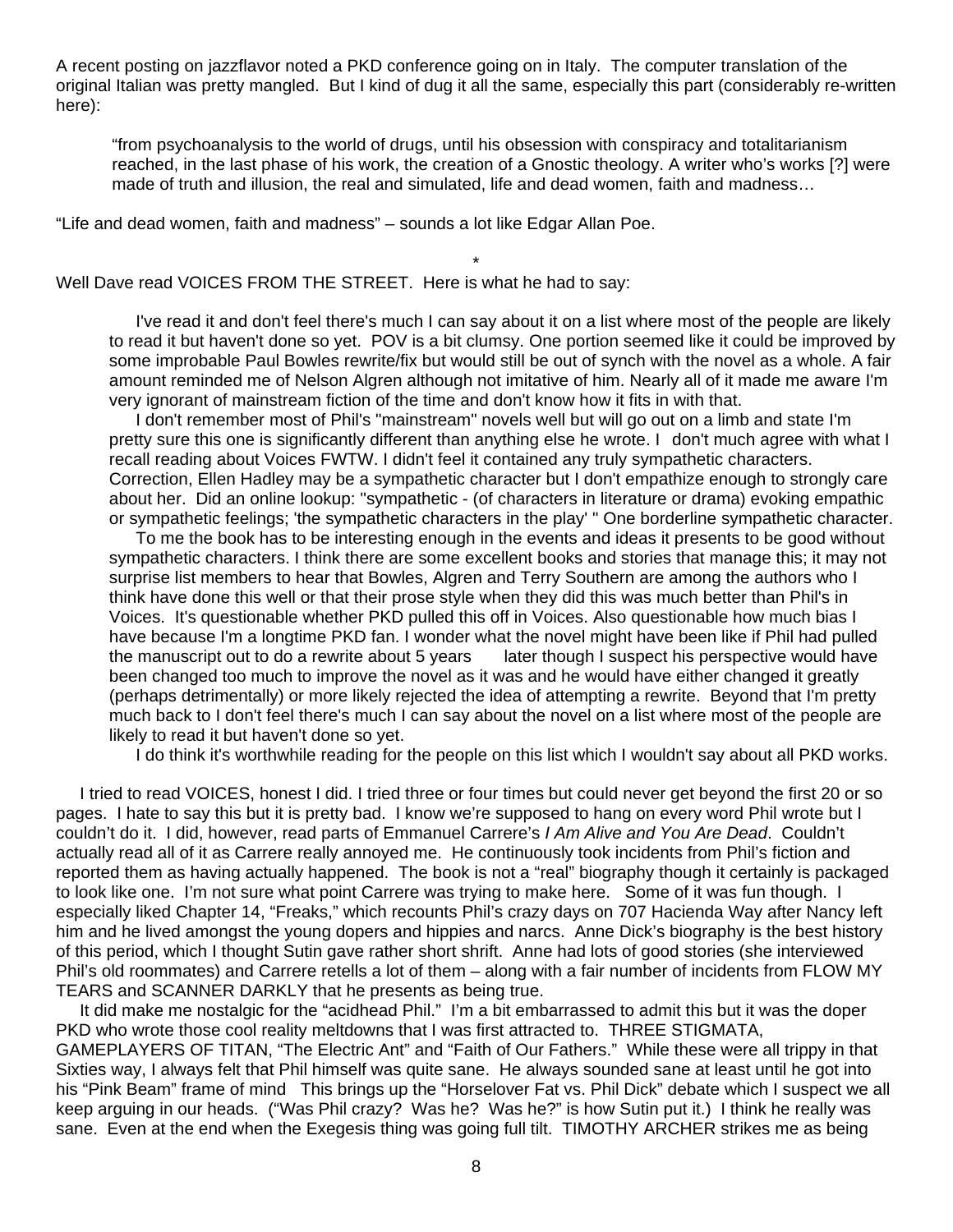A recent posting on jazzflavor noted a PKD conference going on in Italy. The computer translation of the original Italian was pretty mangled. But I kind of dug it all the same, especially this part (considerably re-written here):

> "from psychoanalysis to the world of drugs, until his obsession with conspiracy and totalitarianism reached, in the last phase of his work, the creation of a Gnostic theology. A writer who's works [?] were made of truth and illusion, the real and simulated, life and dead women, faith and madness…

"Life and dead women, faith and madness" – sounds a lot like Edgar Allan Poe.

*

Well Dave read VOICES FROM THE STREET. Here is what he had to say:

> I've read it and don't feel there's much I can say about it on a list where most of the people are likely to read it but haven't done so yet. POV is a bit clumsy. One portion seemed like it could be improved by some improbable Paul Bowles rewrite/fix but would still be out of synch with the novel as a whole. A fair amount reminded me of Nelson Algren although not imitative of him. Nearly all of it made me aware I'm very ignorant of mainstream fiction of the time and don't know how it fits in with that.
>
> I don't remember most of Phil's "mainstream" novels well but will go out on a limb and state I'm pretty sure this one is significantly different than anything else he wrote. I don't much agree with what I recall reading about Voices FWTW. I didn't feel it contained any truly sympathetic characters. Correction, Ellen Hadley may be a sympathetic character but I don't empathize enough to strongly care about her. Did an online lookup: "sympathetic - (of characters in literature or drama) evoking empathic or sympathetic feelings; 'the sympathetic characters in the play' " One borderline sympathetic character.
>
> To me the book has to be interesting enough in the events and ideas it presents to be good without sympathetic characters. I think there are some excellent books and stories that manage this; it may not surprise list members to hear that Bowles, Algren and Terry Southern are among the authors who I think have done this well or that their prose style when they did this was much better than Phil's in Voices. It's questionable whether PKD pulled this off in Voices. Also questionable how much bias I have because I'm a longtime PKD fan. I wonder what the novel might have been like if Phil had pulled the manuscript out to do a rewrite about 5 years later though I suspect his perspective would have been changed too much to improve the novel as it was and he would have either changed it greatly (perhaps detrimentally) or more likely rejected the idea of attempting a rewrite. Beyond that I'm pretty much back to I don't feel there's much I can say about the novel on a list where most of the people are likely to read it but haven't done so yet.
>
> I do think it's worthwhile reading for the people on this list which I wouldn't say about all PKD works.

I tried to read VOICES, honest I did. I tried three or four times but could never get beyond the first 20 or so pages. I hate to say this but it is pretty bad. I know we're supposed to hang on every word Phil wrote but I couldn't do it. I did, however, read parts of Emmanuel Carrere's *I Am Alive and You Are Dead*. Couldn't actually read all of it as Carrere really annoyed me. He continuously took incidents from Phil's fiction and reported them as having actually happened. The book is not a "real" biography though it certainly is packaged to look like one. I'm not sure what point Carrere was trying to make here. Some of it was fun though. I especially liked Chapter 14, "Freaks," which recounts Phil's crazy days on 707 Hacienda Way after Nancy left him and he lived amongst the young dopers and hippies and narcs. Anne Dick's biography is the best history of this period, which I thought Sutin gave rather short shrift. Anne had lots of good stories (she interviewed Phil's old roommates) and Carrere retells a lot of them – along with a fair number of incidents from FLOW MY TEARS and SCANNER DARKLY that he presents as being true.

It did make me nostalgic for the "acidhead Phil." I'm a bit embarrassed to admit this but it was the doper PKD who wrote those cool reality meltdowns that I was first attracted to. THREE STIGMATA, GAMEPLAYERS OF TITAN, "The Electric Ant" and "Faith of Our Fathers." While these were all trippy in that Sixties way, I always felt that Phil himself was quite sane. He always sounded sane at least until he got into his "Pink Beam" frame of mind This brings up the "Horselover Fat vs. Phil Dick" debate which I suspect we all keep arguing in our heads. ("Was Phil crazy? Was he? Was he?" is how Sutin put it.) I think he really was sane. Even at the end when the Exegesis thing was going full tilt. TIMOTHY ARCHER strikes me as being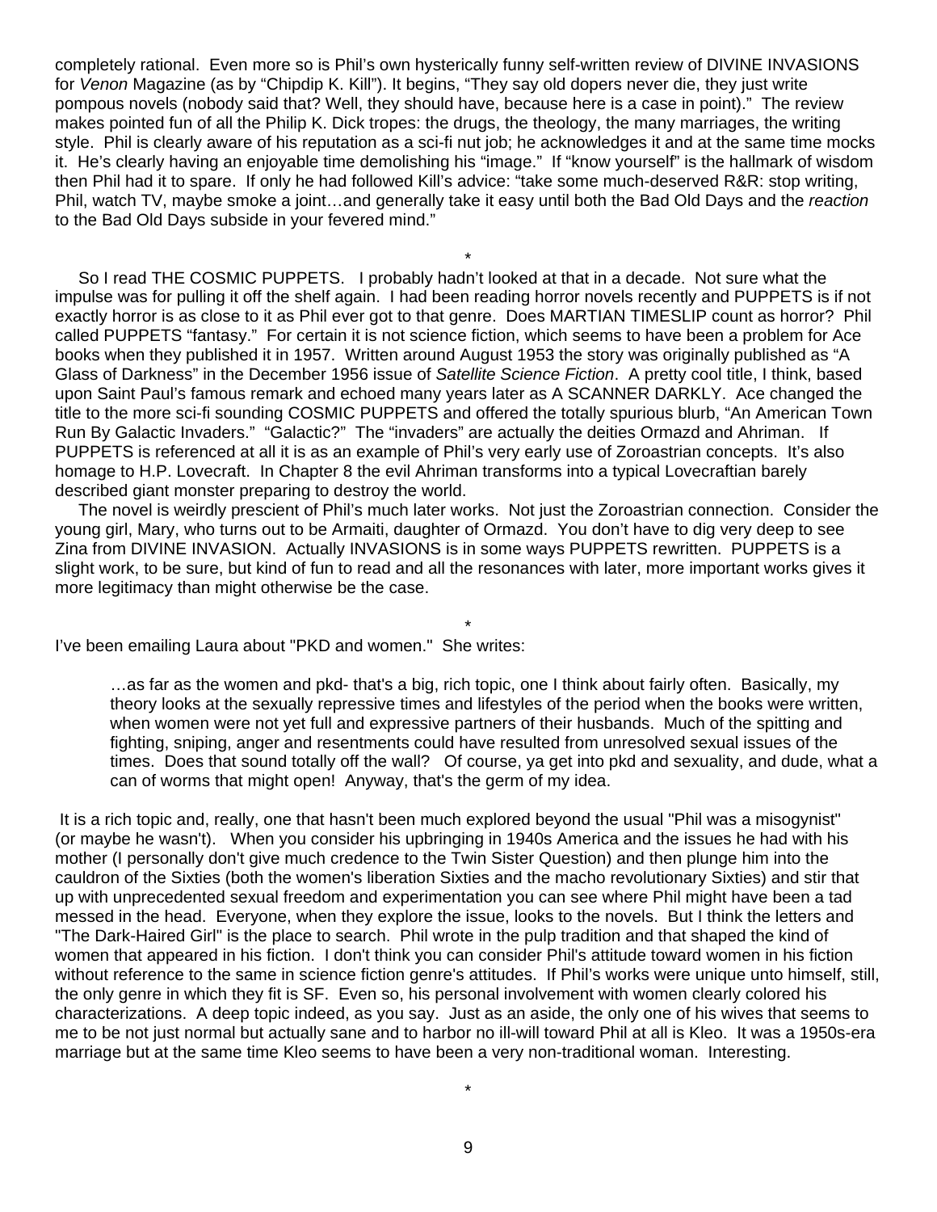completely rational. Even more so is Phil's own hysterically funny self-written review of DIVINE INVASIONS for *Venon* Magazine (as by "Chipdip K. Kill"). It begins, "They say old dopers never die, they just write pompous novels (nobody said that? Well, they should have, because here is a case in point)." The review makes pointed fun of all the Philip K. Dick tropes: the drugs, the theology, the many marriages, the writing style. Phil is clearly aware of his reputation as a sci-fi nut job; he acknowledges it and at the same time mocks it. He's clearly having an enjoyable time demolishing his "image." If "know yourself" is the hallmark of wisdom then Phil had it to spare. If only he had followed Kill's advice: "take some much-deserved R&R: stop writing, Phil, watch TV, maybe smoke a joint…and generally take it easy until both the Bad Old Days and the *reaction* to the Bad Old Days subside in your fevered mind."

\*

So I read THE COSMIC PUPPETS. I probably hadn't looked at that in a decade. Not sure what the impulse was for pulling it off the shelf again. I had been reading horror novels recently and PUPPETS is if not exactly horror is as close to it as Phil ever got to that genre. Does MARTIAN TIMESLIP count as horror? Phil called PUPPETS "fantasy." For certain it is not science fiction, which seems to have been a problem for Ace books when they published it in 1957. Written around August 1953 the story was originally published as "A Glass of Darkness" in the December 1956 issue of *Satellite Science Fiction*. A pretty cool title, I think, based upon Saint Paul's famous remark and echoed many years later as A SCANNER DARKLY. Ace changed the title to the more sci-fi sounding COSMIC PUPPETS and offered the totally spurious blurb, "An American Town Run By Galactic Invaders." "Galactic?" The "invaders" are actually the deities Ormazd and Ahriman. If PUPPETS is referenced at all it is as an example of Phil's very early use of Zoroastrian concepts. It's also homage to H.P. Lovecraft. In Chapter 8 the evil Ahriman transforms into a typical Lovecraftian barely described giant monster preparing to destroy the world.

The novel is weirdly prescient of Phil's much later works. Not just the Zoroastrian connection. Consider the young girl, Mary, who turns out to be Armaiti, daughter of Ormazd. You don't have to dig very deep to see Zina from DIVINE INVASION. Actually INVASIONS is in some ways PUPPETS rewritten. PUPPETS is a slight work, to be sure, but kind of fun to read and all the resonances with later, more important works gives it more legitimacy than might otherwise be the case.

\*

I've been emailing Laura about "PKD and women." She writes:

> …as far as the women and pkd- that's a big, rich topic, one I think about fairly often. Basically, my theory looks at the sexually repressive times and lifestyles of the period when the books were written, when women were not yet full and expressive partners of their husbands. Much of the spitting and fighting, sniping, anger and resentments could have resulted from unresolved sexual issues of the times. Does that sound totally off the wall? Of course, ya get into pkd and sexuality, and dude, what a can of worms that might open! Anyway, that's the germ of my idea.

It is a rich topic and, really, one that hasn't been much explored beyond the usual "Phil was a misogynist" (or maybe he wasn't). When you consider his upbringing in 1940s America and the issues he had with his mother (I personally don't give much credence to the Twin Sister Question) and then plunge him into the cauldron of the Sixties (both the women's liberation Sixties and the macho revolutionary Sixties) and stir that up with unprecedented sexual freedom and experimentation you can see where Phil might have been a tad messed in the head. Everyone, when they explore the issue, looks to the novels. But I think the letters and "The Dark-Haired Girl" is the place to search. Phil wrote in the pulp tradition and that shaped the kind of women that appeared in his fiction. I don't think you can consider Phil's attitude toward women in his fiction without reference to the same in science fiction genre's attitudes. If Phil's works were unique unto himself, still, the only genre in which they fit is SF. Even so, his personal involvement with women clearly colored his characterizations. A deep topic indeed, as you say. Just as an aside, the only one of his wives that seems to me to be not just normal but actually sane and to harbor no ill-will toward Phil at all is Kleo. It was a 1950s-era marriage but at the same time Kleo seems to have been a very non-traditional woman. Interesting.

\*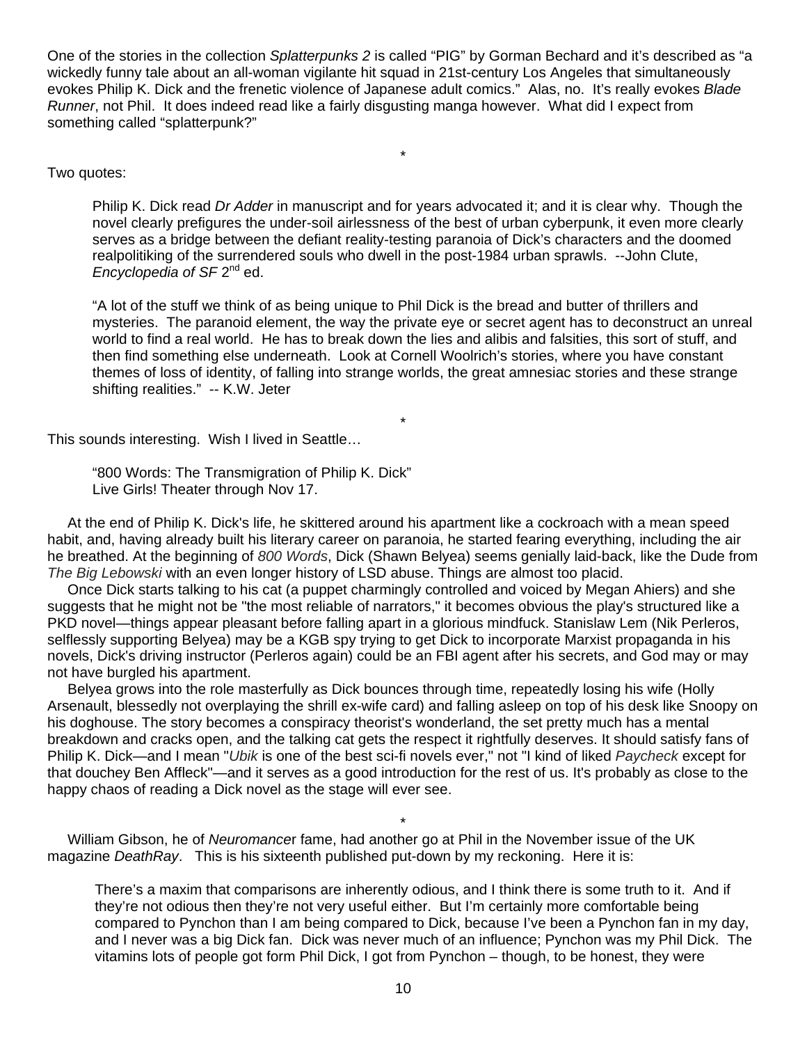One of the stories in the collection *Splatterpunks 2* is called "PIG" by Gorman Bechard and it's described as "a wickedly funny tale about an all-woman vigilante hit squad in 21st-century Los Angeles that simultaneously evokes Philip K. Dick and the frenetic violence of Japanese adult comics." Alas, no. It's really evokes *Blade Runner*, not Phil. It does indeed read like a fairly disgusting manga however. What did I expect from something called "splatterpunk?"

*

Two quotes:

> Philip K. Dick read *Dr Adder* in manuscript and for years advocated it; and it is clear why. Though the novel clearly prefigures the under-soil airlessness of the best of urban cyberpunk, it even more clearly serves as a bridge between the defiant reality-testing paranoia of Dick's characters and the doomed realpolitiking of the surrendered souls who dwell in the post-1984 urban sprawls. --John Clute, *Encyclopedia of SF* 2nd ed.

> "A lot of the stuff we think of as being unique to Phil Dick is the bread and butter of thrillers and mysteries. The paranoid element, the way the private eye or secret agent has to deconstruct an unreal world to find a real world. He has to break down the lies and alibis and falsities, this sort of stuff, and then find something else underneath. Look at Cornell Woolrich's stories, where you have constant themes of loss of identity, of falling into strange worlds, the great amnesiac stories and these strange shifting realities." -- K.W. Jeter

*

This sounds interesting. Wish I lived in Seattle…

> "800 Words: The Transmigration of Philip K. Dick"
> Live Girls! Theater through Nov 17.

At the end of Philip K. Dick's life, he skittered around his apartment like a cockroach with a mean speed habit, and, having already built his literary career on paranoia, he started fearing everything, including the air he breathed. At the beginning of *800 Words*, Dick (Shawn Belyea) seems genially laid-back, like the Dude from *The Big Lebowski* with an even longer history of LSD abuse. Things are almost too placid.

Once Dick starts talking to his cat (a puppet charmingly controlled and voiced by Megan Ahiers) and she suggests that he might not be "the most reliable of narrators," it becomes obvious the play's structured like a PKD novel—things appear pleasant before falling apart in a glorious mindfuck. Stanislaw Lem (Nik Perleros, selflessly supporting Belyea) may be a KGB spy trying to get Dick to incorporate Marxist propaganda in his novels, Dick's driving instructor (Perleros again) could be an FBI agent after his secrets, and God may or may not have burgled his apartment.

Belyea grows into the role masterfully as Dick bounces through time, repeatedly losing his wife (Holly Arsenault, blessedly not overplaying the shrill ex-wife card) and falling asleep on top of his desk like Snoopy on his doghouse. The story becomes a conspiracy theorist's wonderland, the set pretty much has a mental breakdown and cracks open, and the talking cat gets the respect it rightfully deserves. It should satisfy fans of Philip K. Dick—and I mean "*Ubik* is one of the best sci-fi novels ever," not "I kind of liked *Paycheck* except for that douchey Ben Affleck"—and it serves as a good introduction for the rest of us. It's probably as close to the happy chaos of reading a Dick novel as the stage will ever see.

*

William Gibson, he of *Neuromancer* fame, had another go at Phil in the November issue of the UK magazine *DeathRay*. This is his sixteenth published put-down by my reckoning. Here it is:

> There's a maxim that comparisons are inherently odious, and I think there is some truth to it. And if they're not odious then they're not very useful either. But I'm certainly more comfortable being compared to Pynchon than I am being compared to Dick, because I've been a Pynchon fan in my day, and I never was a big Dick fan. Dick was never much of an influence; Pynchon was my Phil Dick. The vitamins lots of people got form Phil Dick, I got from Pynchon – though, to be honest, they were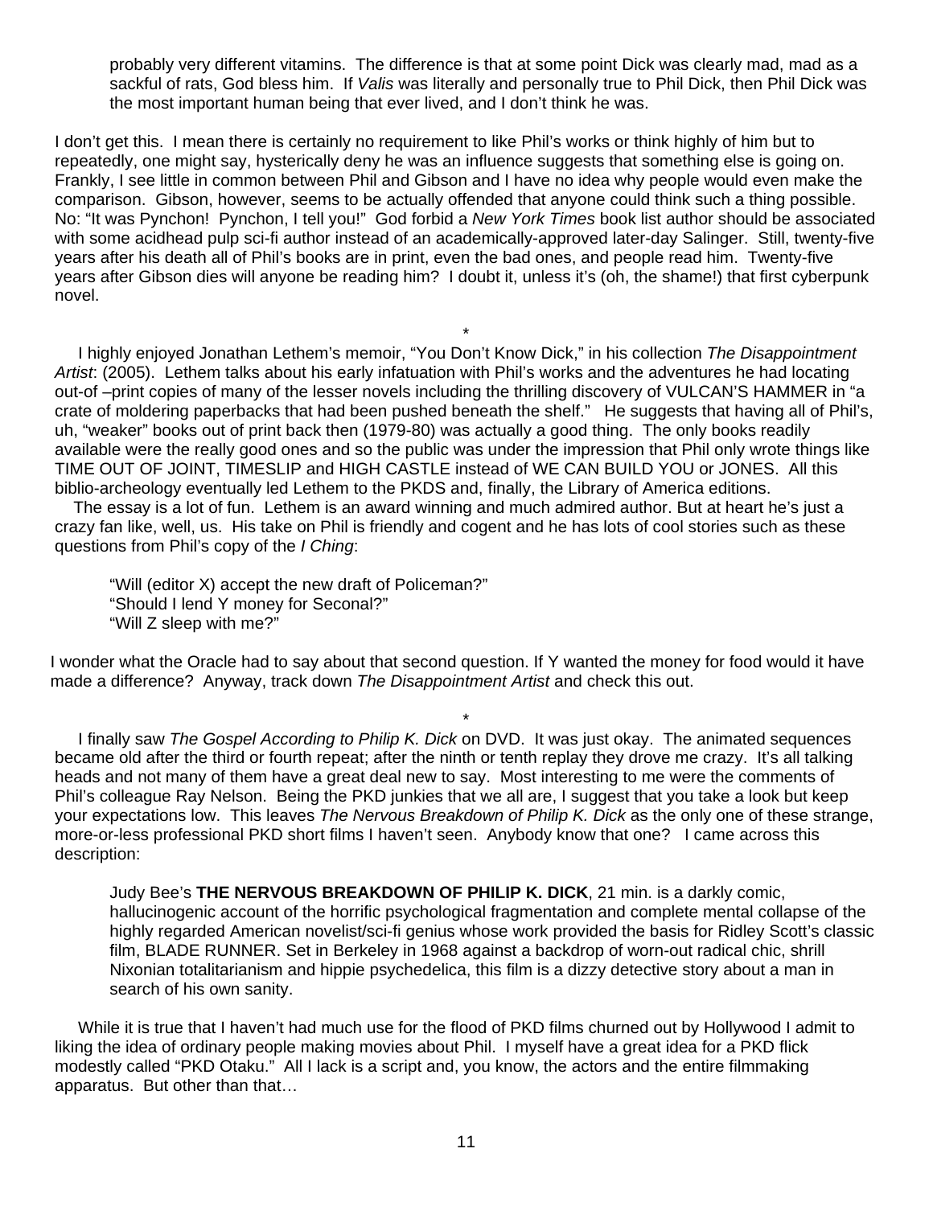> probably very different vitamins. The difference is that at some point Dick was clearly mad, mad as a sackful of rats, God bless him. If *Valis* was literally and personally true to Phil Dick, then Phil Dick was the most important human being that ever lived, and I don't think he was.

I don't get this. I mean there is certainly no requirement to like Phil's works or think highly of him but to repeatedly, one might say, hysterically deny he was an influence suggests that something else is going on. Frankly, I see little in common between Phil and Gibson and I have no idea why people would even make the comparison. Gibson, however, seems to be actually offended that anyone could think such a thing possible. No: "It was Pynchon! Pynchon, I tell you!" God forbid a *New York Times* book list author should be associated with some acidhead pulp sci-fi author instead of an academically-approved later-day Salinger. Still, twenty-five years after his death all of Phil's books are in print, even the bad ones, and people read him. Twenty-five years after Gibson dies will anyone be reading him? I doubt it, unless it's (oh, the shame!) that first cyberpunk novel.

\*

I highly enjoyed Jonathan Lethem's memoir, "You Don't Know Dick," in his collection *The Disappointment Artist*: (2005). Lethem talks about his early infatuation with Phil's works and the adventures he had locating out-of –print copies of many of the lesser novels including the thrilling discovery of VULCAN'S HAMMER in "a crate of moldering paperbacks that had been pushed beneath the shelf." He suggests that having all of Phil's, uh, "weaker" books out of print back then (1979-80) was actually a good thing. The only books readily available were the really good ones and so the public was under the impression that Phil only wrote things like TIME OUT OF JOINT, TIMESLIP and HIGH CASTLE instead of WE CAN BUILD YOU or JONES. All this biblio-archeology eventually led Lethem to the PKDS and, finally, the Library of America editions.

The essay is a lot of fun. Lethem is an award winning and much admired author. But at heart he's just a crazy fan like, well, us. His take on Phil is friendly and cogent and he has lots of cool stories such as these questions from Phil's copy of the *I Ching*:

> "Will (editor X) accept the new draft of Policeman?"
> "Should I lend Y money for Seconal?"
> "Will Z sleep with me?"

I wonder what the Oracle had to say about that second question. If Y wanted the money for food would it have made a difference? Anyway, track down *The Disappointment Artist* and check this out.

\*

I finally saw *The Gospel According to Philip K. Dick* on DVD. It was just okay. The animated sequences became old after the third or fourth repeat; after the ninth or tenth replay they drove me crazy. It's all talking heads and not many of them have a great deal new to say. Most interesting to me were the comments of Phil's colleague Ray Nelson. Being the PKD junkies that we all are, I suggest that you take a look but keep your expectations low. This leaves *The Nervous Breakdown of Philip K. Dick* as the only one of these strange, more-or-less professional PKD short films I haven't seen. Anybody know that one? I came across this description:

> Judy Bee's **THE NERVOUS BREAKDOWN OF PHILIP K. DICK**, 21 min. is a darkly comic, hallucinogenic account of the horrific psychological fragmentation and complete mental collapse of the highly regarded American novelist/sci-fi genius whose work provided the basis for Ridley Scott's classic film, BLADE RUNNER. Set in Berkeley in 1968 against a backdrop of worn-out radical chic, shrill Nixonian totalitarianism and hippie psychedelica, this film is a dizzy detective story about a man in search of his own sanity.

While it is true that I haven't had much use for the flood of PKD films churned out by Hollywood I admit to liking the idea of ordinary people making movies about Phil. I myself have a great idea for a PKD flick modestly called "PKD Otaku." All I lack is a script and, you know, the actors and the entire filmmaking apparatus. But other than that…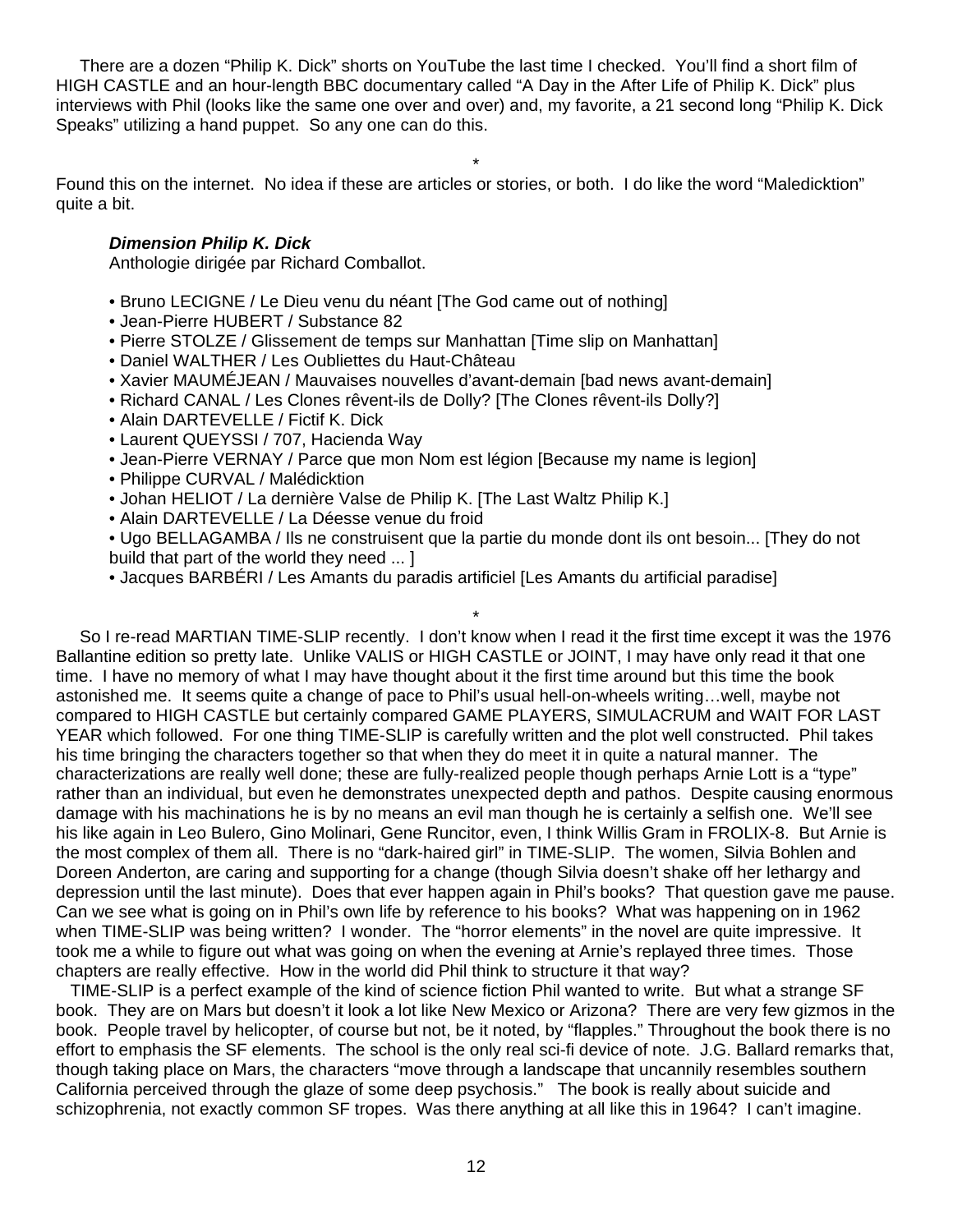There are a dozen "Philip K. Dick" shorts on YouTube the last time I checked. You'll find a short film of HIGH CASTLE and an hour-length BBC documentary called "A Day in the After Life of Philip K. Dick" plus interviews with Phil (looks like the same one over and over) and, my favorite, a 21 second long "Philip K. Dick Speaks" utilizing a hand puppet. So any one can do this.

*

Found this on the internet. No idea if these are articles or stories, or both. I do like the word "Maledicktion" quite a bit.

***Dimension Philip K. Dick***
Anthologie dirigée par Richard Comballot.

- Bruno LECIGNE / Le Dieu venu du néant [The God came out of nothing]
- Jean-Pierre HUBERT / Substance 82
- Pierre STOLZE / Glissement de temps sur Manhattan [Time slip on Manhattan]
- Daniel WALTHER / Les Oubliettes du Haut-Château
- Xavier MAUMÉJEAN / Mauvaises nouvelles d'avant-demain [bad news avant-demain]
- Richard CANAL / Les Clones rêvent-ils de Dolly? [The Clones rêvent-ils Dolly?]
- Alain DARTEVELLE / Fictif K. Dick
- Laurent QUEYSSI / 707, Hacienda Way
- Jean-Pierre VERNAY / Parce que mon Nom est légion [Because my name is legion]
- Philippe CURVAL / Malédicktion
- Johan HELIOT / La dernière Valse de Philip K. [The Last Waltz Philip K.]
- Alain DARTEVELLE / La Déesse venue du froid
- Ugo BELLAGAMBA / Ils ne construisent que la partie du monde dont ils ont besoin... [They do not build that part of the world they need ... ]
- Jacques BARBÉRI / Les Amants du paradis artificiel [Les Amants du artificial paradise]

*

So I re-read MARTIAN TIME-SLIP recently. I don't know when I read it the first time except it was the 1976 Ballantine edition so pretty late. Unlike VALIS or HIGH CASTLE or JOINT, I may have only read it that one time. I have no memory of what I may have thought about it the first time around but this time the book astonished me. It seems quite a change of pace to Phil's usual hell-on-wheels writing…well, maybe not compared to HIGH CASTLE but certainly compared GAME PLAYERS, SIMULACRUM and WAIT FOR LAST YEAR which followed. For one thing TIME-SLIP is carefully written and the plot well constructed. Phil takes his time bringing the characters together so that when they do meet it in quite a natural manner. The characterizations are really well done; these are fully-realized people though perhaps Arnie Lott is a "type" rather than an individual, but even he demonstrates unexpected depth and pathos. Despite causing enormous damage with his machinations he is by no means an evil man though he is certainly a selfish one. We'll see his like again in Leo Bulero, Gino Molinari, Gene Runcitor, even, I think Willis Gram in FROLIX-8. But Arnie is the most complex of them all. There is no "dark-haired girl" in TIME-SLIP. The women, Silvia Bohlen and Doreen Anderton, are caring and supporting for a change (though Silvia doesn't shake off her lethargy and depression until the last minute). Does that ever happen again in Phil's books? That question gave me pause. Can we see what is going on in Phil's own life by reference to his books? What was happening on in 1962 when TIME-SLIP was being written? I wonder. The "horror elements" in the novel are quite impressive. It took me a while to figure out what was going on when the evening at Arnie's replayed three times. Those chapters are really effective. How in the world did Phil think to structure it that way?

TIME-SLIP is a perfect example of the kind of science fiction Phil wanted to write. But what a strange SF book. They are on Mars but doesn't it look a lot like New Mexico or Arizona? There are very few gizmos in the book. People travel by helicopter, of course but not, be it noted, by "flapples." Throughout the book there is no effort to emphasis the SF elements. The school is the only real sci-fi device of note. J.G. Ballard remarks that, though taking place on Mars, the characters "move through a landscape that uncannily resembles southern California perceived through the glaze of some deep psychosis." The book is really about suicide and schizophrenia, not exactly common SF tropes. Was there anything at all like this in 1964? I can't imagine.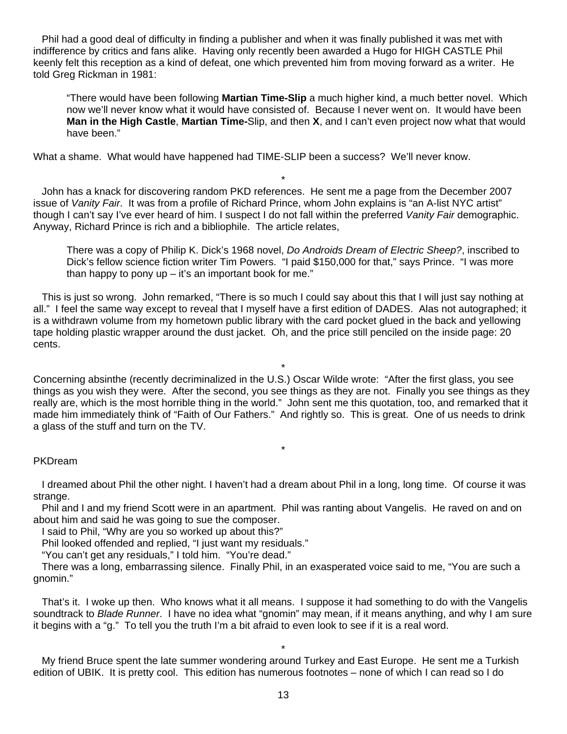Phil had a good deal of difficulty in finding a publisher and when it was finally published it was met with indifference by critics and fans alike. Having only recently been awarded a Hugo for HIGH CASTLE Phil keenly felt this reception as a kind of defeat, one which prevented him from moving forward as a writer. He told Greg Rickman in 1981:

> "There would have been following **Martian Time-Slip** a much higher kind, a much better novel. Which now we'll never know what it would have consisted of. Because I never went on. It would have been **Man in the High Castle**, **Martian Time-**Slip, and then **X**, and I can't even project now what that would have been."

What a shame. What would have happened had TIME-SLIP been a success? We'll never know.

*

John has a knack for discovering random PKD references. He sent me a page from the December 2007 issue of *Vanity Fair*. It was from a profile of Richard Prince, whom John explains is "an A-list NYC artist" though I can't say I've ever heard of him. I suspect I do not fall within the preferred *Vanity Fair* demographic. Anyway, Richard Prince is rich and a bibliophile. The article relates,

> There was a copy of Philip K. Dick's 1968 novel, *Do Androids Dream of Electric Sheep?*, inscribed to Dick's fellow science fiction writer Tim Powers. "I paid $150,000 for that," says Prince. "I was more than happy to pony up – it's an important book for me."

This is just so wrong. John remarked, "There is so much I could say about this that I will just say nothing at all." I feel the same way except to reveal that I myself have a first edition of DADES. Alas not autographed; it is a withdrawn volume from my hometown public library with the card pocket glued in the back and yellowing tape holding plastic wrapper around the dust jacket. Oh, and the price still penciled on the inside page: 20 cents.

*

Concerning absinthe (recently decriminalized in the U.S.) Oscar Wilde wrote: "After the first glass, you see things as you wish they were. After the second, you see things as they are not. Finally you see things as they really are, which is the most horrible thing in the world." John sent me this quotation, too, and remarked that it made him immediately think of "Faith of Our Fathers." And rightly so. This is great. One of us needs to drink a glass of the stuff and turn on the TV.

*

PKDream

I dreamed about Phil the other night. I haven't had a dream about Phil in a long, long time. Of course it was strange.

Phil and I and my friend Scott were in an apartment. Phil was ranting about Vangelis. He raved on and on about him and said he was going to sue the composer.

I said to Phil, "Why are you so worked up about this?"

Phil looked offended and replied, "I just want my residuals."

"You can't get any residuals," I told him. "You're dead."

There was a long, embarrassing silence. Finally Phil, in an exasperated voice said to me, "You are such a gnomin."

That's it. I woke up then. Who knows what it all means. I suppose it had something to do with the Vangelis soundtrack to *Blade Runner*. I have no idea what "gnomin" may mean, if it means anything, and why I am sure it begins with a "g." To tell you the truth I'm a bit afraid to even look to see if it is a real word.

*

My friend Bruce spent the late summer wondering around Turkey and East Europe. He sent me a Turkish edition of UBIK. It is pretty cool. This edition has numerous footnotes – none of which I can read so I do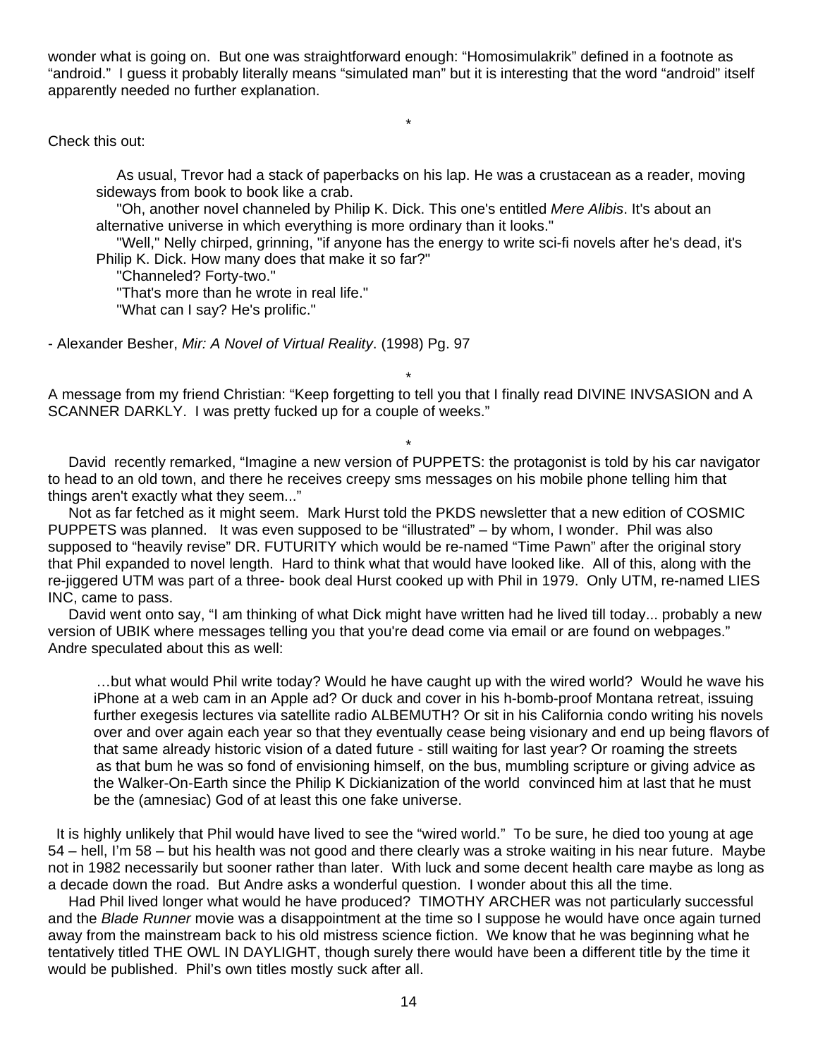wonder what is going on. But one was straightforward enough: "Homosimulakrik" defined in a footnote as "android." I guess it probably literally means "simulated man" but it is interesting that the word "android" itself apparently needed no further explanation.

*

Check this out:

> As usual, Trevor had a stack of paperbacks on his lap. He was a crustacean as a reader, moving sideways from book to book like a crab.
>
> "Oh, another novel channeled by Philip K. Dick. This one's entitled *Mere Alibis*. It's about an alternative universe in which everything is more ordinary than it looks."
>
> "Well," Nelly chirped, grinning, "if anyone has the energy to write sci-fi novels after he's dead, it's Philip K. Dick. How many does that make it so far?"
>
> "Channeled? Forty-two."
>
> "That's more than he wrote in real life."
>
> "What can I say? He's prolific."

- Alexander Besher, *Mir: A Novel of Virtual Reality*. (1998) Pg. 97

*

A message from my friend Christian: "Keep forgetting to tell you that I finally read DIVINE INVSASION and A SCANNER DARKLY. I was pretty fucked up for a couple of weeks."

*

David recently remarked, "Imagine a new version of PUPPETS: the protagonist is told by his car navigator to head to an old town, and there he receives creepy sms messages on his mobile phone telling him that things aren't exactly what they seem..."

Not as far fetched as it might seem. Mark Hurst told the PKDS newsletter that a new edition of COSMIC PUPPETS was planned. It was even supposed to be "illustrated" – by whom, I wonder. Phil was also supposed to "heavily revise" DR. FUTURITY which would be re-named "Time Pawn" after the original story that Phil expanded to novel length. Hard to think what that would have looked like. All of this, along with the re-jiggered UTM was part of a three- book deal Hurst cooked up with Phil in 1979. Only UTM, re-named LIES INC, came to pass.

David went onto say, "I am thinking of what Dick might have written had he lived till today... probably a new version of UBIK where messages telling you that you're dead come via email or are found on webpages." Andre speculated about this as well:

> …but what would Phil write today? Would he have caught up with the wired world? Would he wave his iPhone at a web cam in an Apple ad? Or duck and cover in his h-bomb-proof Montana retreat, issuing further exegesis lectures via satellite radio ALBEMUTH? Or sit in his California condo writing his novels over and over again each year so that they eventually cease being visionary and end up being flavors of that same already historic vision of a dated future - still waiting for last year? Or roaming the streets as that bum he was so fond of envisioning himself, on the bus, mumbling scripture or giving advice as the Walker-On-Earth since the Philip K Dickianization of the world convinced him at last that he must be the (amnesiac) God of at least this one fake universe.

It is highly unlikely that Phil would have lived to see the "wired world." To be sure, he died too young at age 54 – hell, I'm 58 – but his health was not good and there clearly was a stroke waiting in his near future. Maybe not in 1982 necessarily but sooner rather than later. With luck and some decent health care maybe as long as a decade down the road. But Andre asks a wonderful question. I wonder about this all the time.

Had Phil lived longer what would he have produced? TIMOTHY ARCHER was not particularly successful and the *Blade Runner* movie was a disappointment at the time so I suppose he would have once again turned away from the mainstream back to his old mistress science fiction. We know that he was beginning what he tentatively titled THE OWL IN DAYLIGHT, though surely there would have been a different title by the time it would be published. Phil's own titles mostly suck after all.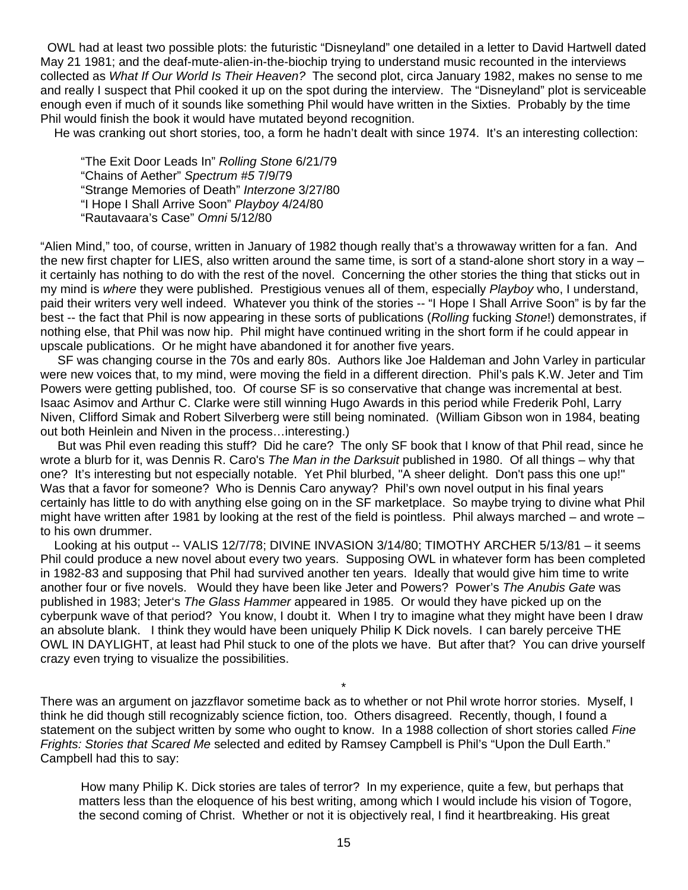OWL had at least two possible plots: the futuristic "Disneyland" one detailed in a letter to David Hartwell dated May 21 1981; and the deaf-mute-alien-in-the-biochip trying to understand music recounted in the interviews collected as *What If Our World Is Their Heaven?* The second plot, circa January 1982, makes no sense to me and really I suspect that Phil cooked it up on the spot during the interview. The "Disneyland" plot is serviceable enough even if much of it sounds like something Phil would have written in the Sixties. Probably by the time Phil would finish the book it would have mutated beyond recognition.

He was cranking out short stories, too, a form he hadn't dealt with since 1974. It's an interesting collection:

> "The Exit Door Leads In" *Rolling Stone* 6/21/79
> "Chains of Aether" *Spectrum #5* 7/9/79
> "Strange Memories of Death" *Interzone* 3/27/80
> "I Hope I Shall Arrive Soon" *Playboy* 4/24/80
> "Rautavaara's Case" *Omni* 5/12/80

"Alien Mind," too, of course, written in January of 1982 though really that's a throwaway written for a fan. And the new first chapter for LIES, also written around the same time, is sort of a stand-alone short story in a way – it certainly has nothing to do with the rest of the novel. Concerning the other stories the thing that sticks out in my mind is *where* they were published. Prestigious venues all of them, especially *Playboy* who, I understand, paid their writers very well indeed. Whatever you think of the stories -- "I Hope I Shall Arrive Soon" is by far the best -- the fact that Phil is now appearing in these sorts of publications (*Rolling* fucking *Stone*!) demonstrates, if nothing else, that Phil was now hip. Phil might have continued writing in the short form if he could appear in upscale publications. Or he might have abandoned it for another five years.

SF was changing course in the 70s and early 80s. Authors like Joe Haldeman and John Varley in particular were new voices that, to my mind, were moving the field in a different direction. Phil's pals K.W. Jeter and Tim Powers were getting published, too. Of course SF is so conservative that change was incremental at best. Isaac Asimov and Arthur C. Clarke were still winning Hugo Awards in this period while Frederik Pohl, Larry Niven, Clifford Simak and Robert Silverberg were still being nominated. (William Gibson won in 1984, beating out both Heinlein and Niven in the process…interesting.)

But was Phil even reading this stuff? Did he care? The only SF book that I know of that Phil read, since he wrote a blurb for it, was Dennis R. Caro's *The Man in the Darksuit* published in 1980. Of all things – why that one? It's interesting but not especially notable. Yet Phil blurbed, "A sheer delight. Don't pass this one up!" Was that a favor for someone? Who is Dennis Caro anyway? Phil's own novel output in his final years certainly has little to do with anything else going on in the SF marketplace. So maybe trying to divine what Phil might have written after 1981 by looking at the rest of the field is pointless. Phil always marched – and wrote – to his own drummer.

Looking at his output -- VALIS 12/7/78; DIVINE INVASION 3/14/80; TIMOTHY ARCHER 5/13/81 – it seems Phil could produce a new novel about every two years. Supposing OWL in whatever form has been completed in 1982-83 and supposing that Phil had survived another ten years. Ideally that would give him time to write another four or five novels. Would they have been like Jeter and Powers? Power's *The Anubis Gate* was published in 1983; Jeter's *The Glass Hammer* appeared in 1985. Or would they have picked up on the cyberpunk wave of that period? You know, I doubt it. When I try to imagine what they might have been I draw an absolute blank. I think they would have been uniquely Philip K Dick novels. I can barely perceive THE OWL IN DAYLIGHT, at least had Phil stuck to one of the plots we have. But after that? You can drive yourself crazy even trying to visualize the possibilities.

*

There was an argument on jazzflavor sometime back as to whether or not Phil wrote horror stories. Myself, I think he did though still recognizably science fiction, too. Others disagreed. Recently, though, I found a statement on the subject written by some who ought to know. In a 1988 collection of short stories called *Fine Frights: Stories that Scared Me* selected and edited by Ramsey Campbell is Phil's "Upon the Dull Earth." Campbell had this to say:

> How many Philip K. Dick stories are tales of terror? In my experience, quite a few, but perhaps that matters less than the eloquence of his best writing, among which I would include his vision of Togore, the second coming of Christ. Whether or not it is objectively real, I find it heartbreaking. His great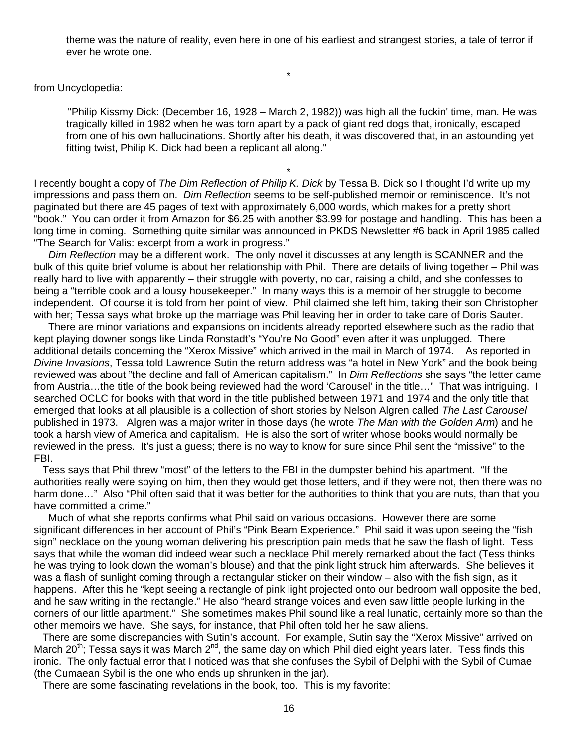> theme was the nature of reality, even here in one of his earliest and strangest stories, a tale of terror if ever he wrote one.

*

from Uncyclopedia:

> "Philip Kissmy Dick: (December 16, 1928 – March 2, 1982)) was high all the fuckin' time, man. He was tragically killed in 1982 when he was torn apart by a pack of giant red dogs that, ironically, escaped from one of his own hallucinations. Shortly after his death, it was discovered that, in an astounding yet fitting twist, Philip K. Dick had been a replicant all along."

*

I recently bought a copy of *The Dim Reflection of Philip K. Dick* by Tessa B. Dick so I thought I'd write up my impressions and pass them on. *Dim Reflection* seems to be self-published memoir or reminiscence. It's not paginated but there are 45 pages of text with approximately 6,000 words, which makes for a pretty short "book." You can order it from Amazon for $6.25 with another $3.99 for postage and handling. This has been a long time in coming. Something quite similar was announced in PKDS Newsletter #6 back in April 1985 called "The Search for Valis: excerpt from a work in progress."

*Dim Reflection* may be a different work. The only novel it discusses at any length is SCANNER and the bulk of this quite brief volume is about her relationship with Phil. There are details of living together – Phil was really hard to live with apparently – their struggle with poverty, no car, raising a child, and she confesses to being a "terrible cook and a lousy housekeeper." In many ways this is a memoir of her struggle to become independent. Of course it is told from her point of view. Phil claimed she left him, taking their son Christopher with her; Tessa says what broke up the marriage was Phil leaving her in order to take care of Doris Sauter.

There are minor variations and expansions on incidents already reported elsewhere such as the radio that kept playing downer songs like Linda Ronstadt's "You're No Good" even after it was unplugged. There additional details concerning the "Xerox Missive" which arrived in the mail in March of 1974. As reported in *Divine Invasions*, Tessa told Lawrence Sutin the return address was "a hotel in New York" and the book being reviewed was about "the decline and fall of American capitalism." In *Dim Reflections* she says "the letter came from Austria…the title of the book being reviewed had the word 'Carousel' in the title…" That was intriguing. I searched OCLC for books with that word in the title published between 1971 and 1974 and the only title that emerged that looks at all plausible is a collection of short stories by Nelson Algren called *The Last Carousel* published in 1973. Algren was a major writer in those days (he wrote *The Man with the Golden Arm*) and he took a harsh view of America and capitalism. He is also the sort of writer whose books would normally be reviewed in the press. It's just a guess; there is no way to know for sure since Phil sent the "missive" to the FBI.

Tess says that Phil threw "most" of the letters to the FBI in the dumpster behind his apartment. "If the authorities really were spying on him, then they would get those letters, and if they were not, then there was no harm done…" Also "Phil often said that it was better for the authorities to think that you are nuts, than that you have committed a crime."

Much of what she reports confirms what Phil said on various occasions. However there are some significant differences in her account of Phil's "Pink Beam Experience." Phil said it was upon seeing the "fish sign" necklace on the young woman delivering his prescription pain meds that he saw the flash of light. Tess says that while the woman did indeed wear such a necklace Phil merely remarked about the fact (Tess thinks he was trying to look down the woman's blouse) and that the pink light struck him afterwards. She believes it was a flash of sunlight coming through a rectangular sticker on their window – also with the fish sign, as it happens. After this he "kept seeing a rectangle of pink light projected onto our bedroom wall opposite the bed, and he saw writing in the rectangle." He also "heard strange voices and even saw little people lurking in the corners of our little apartment." She sometimes makes Phil sound like a real lunatic, certainly more so than the other memoirs we have. She says, for instance, that Phil often told her he saw aliens.

There are some discrepancies with Sutin's account. For example, Sutin say the "Xerox Missive" arrived on March 20th; Tessa says it was March 2nd, the same day on which Phil died eight years later. Tess finds this ironic. The only factual error that I noticed was that she confuses the Sybil of Delphi with the Sybil of Cumae (the Cumaean Sybil is the one who ends up shrunken in the jar).

There are some fascinating revelations in the book, too. This is my favorite: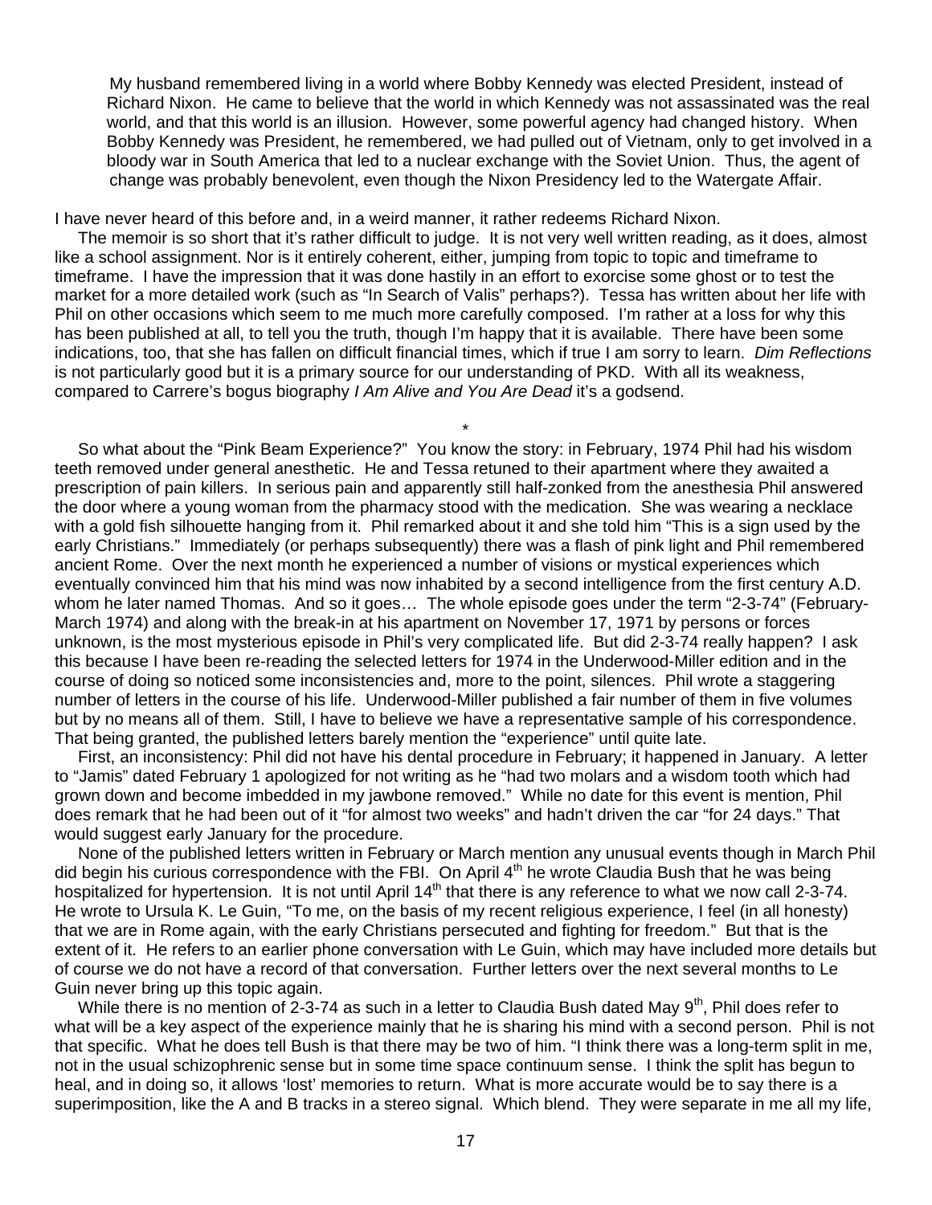> My husband remembered living in a world where Bobby Kennedy was elected President, instead of Richard Nixon. He came to believe that the world in which Kennedy was not assassinated was the real world, and that this world is an illusion. However, some powerful agency had changed history. When Bobby Kennedy was President, he remembered, we had pulled out of Vietnam, only to get involved in a bloody war in South America that led to a nuclear exchange with the Soviet Union. Thus, the agent of change was probably benevolent, even though the Nixon Presidency led to the Watergate Affair.

I have never heard of this before and, in a weird manner, it rather redeems Richard Nixon.

The memoir is so short that it's rather difficult to judge. It is not very well written reading, as it does, almost like a school assignment. Nor is it entirely coherent, either, jumping from topic to topic and timeframe to timeframe. I have the impression that it was done hastily in an effort to exorcise some ghost or to test the market for a more detailed work (such as "In Search of Valis" perhaps?). Tessa has written about her life with Phil on other occasions which seem to me much more carefully composed. I'm rather at a loss for why this has been published at all, to tell you the truth, though I'm happy that it is available. There have been some indications, too, that she has fallen on difficult financial times, which if true I am sorry to learn. *Dim Reflections* is not particularly good but it is a primary source for our understanding of PKD. With all its weakness, compared to Carrere's bogus biography *I Am Alive and You Are Dead* it's a godsend.

*

So what about the "Pink Beam Experience?" You know the story: in February, 1974 Phil had his wisdom teeth removed under general anesthetic. He and Tessa retuned to their apartment where they awaited a prescription of pain killers. In serious pain and apparently still half-zonked from the anesthesia Phil answered the door where a young woman from the pharmacy stood with the medication. She was wearing a necklace with a gold fish silhouette hanging from it. Phil remarked about it and she told him "This is a sign used by the early Christians." Immediately (or perhaps subsequently) there was a flash of pink light and Phil remembered ancient Rome. Over the next month he experienced a number of visions or mystical experiences which eventually convinced him that his mind was now inhabited by a second intelligence from the first century A.D. whom he later named Thomas. And so it goes… The whole episode goes under the term "2-3-74" (February-March 1974) and along with the break-in at his apartment on November 17, 1971 by persons or forces unknown, is the most mysterious episode in Phil's very complicated life. But did 2-3-74 really happen? I ask this because I have been re-reading the selected letters for 1974 in the Underwood-Miller edition and in the course of doing so noticed some inconsistencies and, more to the point, silences. Phil wrote a staggering number of letters in the course of his life. Underwood-Miller published a fair number of them in five volumes but by no means all of them. Still, I have to believe we have a representative sample of his correspondence. That being granted, the published letters barely mention the "experience" until quite late.

First, an inconsistency: Phil did not have his dental procedure in February; it happened in January. A letter to "Jamis" dated February 1 apologized for not writing as he "had two molars and a wisdom tooth which had grown down and become imbedded in my jawbone removed." While no date for this event is mention, Phil does remark that he had been out of it "for almost two weeks" and hadn't driven the car "for 24 days." That would suggest early January for the procedure.

None of the published letters written in February or March mention any unusual events though in March Phil did begin his curious correspondence with the FBI. On April 4th he wrote Claudia Bush that he was being hospitalized for hypertension. It is not until April 14th that there is any reference to what we now call 2-3-74. He wrote to Ursula K. Le Guin, "To me, on the basis of my recent religious experience, I feel (in all honesty) that we are in Rome again, with the early Christians persecuted and fighting for freedom." But that is the extent of it. He refers to an earlier phone conversation with Le Guin, which may have included more details but of course we do not have a record of that conversation. Further letters over the next several months to Le Guin never bring up this topic again.

While there is no mention of 2-3-74 as such in a letter to Claudia Bush dated May 9th, Phil does refer to what will be a key aspect of the experience mainly that he is sharing his mind with a second person. Phil is not that specific. What he does tell Bush is that there may be two of him. "I think there was a long-term split in me, not in the usual schizophrenic sense but in some time space continuum sense. I think the split has begun to heal, and in doing so, it allows 'lost' memories to return. What is more accurate would be to say there is a superimposition, like the A and B tracks in a stereo signal. Which blend. They were separate in me all my life,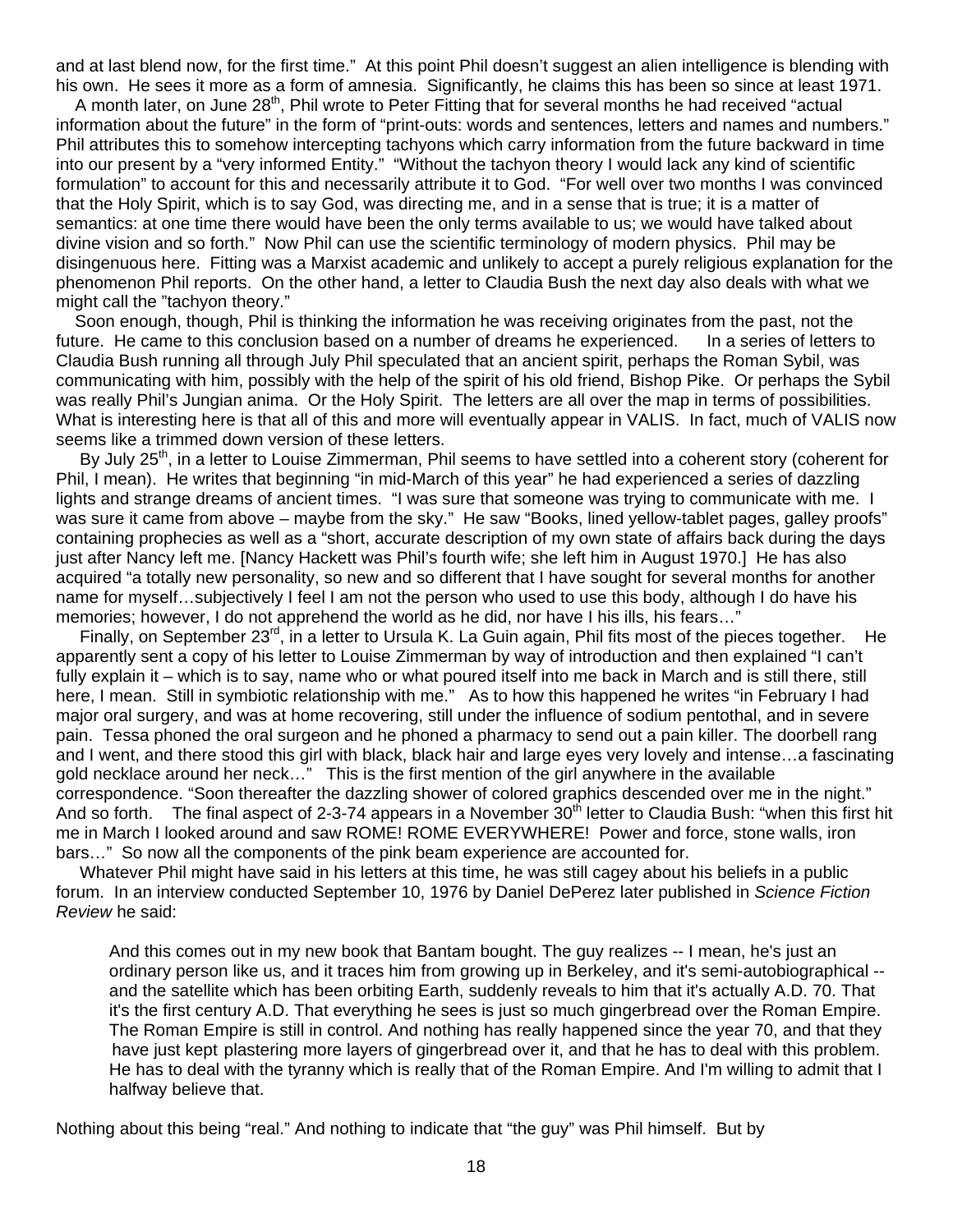and at last blend now, for the first time." At this point Phil doesn't suggest an alien intelligence is blending with his own. He sees it more as a form of amnesia. Significantly, he claims this has been so since at least 1971.

A month later, on June 28th, Phil wrote to Peter Fitting that for several months he had received "actual information about the future" in the form of "print-outs: words and sentences, letters and names and numbers." Phil attributes this to somehow intercepting tachyons which carry information from the future backward in time into our present by a "very informed Entity." "Without the tachyon theory I would lack any kind of scientific formulation" to account for this and necessarily attribute it to God. "For well over two months I was convinced that the Holy Spirit, which is to say God, was directing me, and in a sense that is true; it is a matter of semantics: at one time there would have been the only terms available to us; we would have talked about divine vision and so forth." Now Phil can use the scientific terminology of modern physics. Phil may be disingenuous here. Fitting was a Marxist academic and unlikely to accept a purely religious explanation for the phenomenon Phil reports. On the other hand, a letter to Claudia Bush the next day also deals with what we might call the "tachyon theory."

Soon enough, though, Phil is thinking the information he was receiving originates from the past, not the future. He came to this conclusion based on a number of dreams he experienced. In a series of letters to Claudia Bush running all through July Phil speculated that an ancient spirit, perhaps the Roman Sybil, was communicating with him, possibly with the help of the spirit of his old friend, Bishop Pike. Or perhaps the Sybil was really Phil's Jungian anima. Or the Holy Spirit. The letters are all over the map in terms of possibilities. What is interesting here is that all of this and more will eventually appear in VALIS. In fact, much of VALIS now seems like a trimmed down version of these letters.

By July 25th, in a letter to Louise Zimmerman, Phil seems to have settled into a coherent story (coherent for Phil, I mean). He writes that beginning "in mid-March of this year" he had experienced a series of dazzling lights and strange dreams of ancient times. "I was sure that someone was trying to communicate with me. I was sure it came from above – maybe from the sky." He saw "Books, lined yellow-tablet pages, galley proofs" containing prophecies as well as a "short, accurate description of my own state of affairs back during the days just after Nancy left me. [Nancy Hackett was Phil's fourth wife; she left him in August 1970.] He has also acquired "a totally new personality, so new and so different that I have sought for several months for another name for myself…subjectively I feel I am not the person who used to use this body, although I do have his memories; however, I do not apprehend the world as he did, nor have I his ills, his fears…"

Finally, on September 23rd, in a letter to Ursula K. La Guin again, Phil fits most of the pieces together. He apparently sent a copy of his letter to Louise Zimmerman by way of introduction and then explained "I can't fully explain it – which is to say, name who or what poured itself into me back in March and is still there, still here, I mean. Still in symbiotic relationship with me." As to how this happened he writes "in February I had major oral surgery, and was at home recovering, still under the influence of sodium pentothal, and in severe pain. Tessa phoned the oral surgeon and he phoned a pharmacy to send out a pain killer. The doorbell rang and I went, and there stood this girl with black, black hair and large eyes very lovely and intense…a fascinating gold necklace around her neck…" This is the first mention of the girl anywhere in the available correspondence. "Soon thereafter the dazzling shower of colored graphics descended over me in the night." And so forth. The final aspect of 2-3-74 appears in a November 30th letter to Claudia Bush: "when this first hit me in March I looked around and saw ROME! ROME EVERYWHERE! Power and force, stone walls, iron bars…" So now all the components of the pink beam experience are accounted for.

Whatever Phil might have said in his letters at this time, he was still cagey about his beliefs in a public forum. In an interview conducted September 10, 1976 by Daniel DePerez later published in *Science Fiction Review* he said:

> And this comes out in my new book that Bantam bought. The guy realizes -- I mean, he's just an ordinary person like us, and it traces him from growing up in Berkeley, and it's semi-autobiographical -- and the satellite which has been orbiting Earth, suddenly reveals to him that it's actually A.D. 70. That it's the first century A.D. That everything he sees is just so much gingerbread over the Roman Empire. The Roman Empire is still in control. And nothing has really happened since the year 70, and that they have just kept plastering more layers of gingerbread over it, and that he has to deal with this problem. He has to deal with the tyranny which is really that of the Roman Empire. And I'm willing to admit that I halfway believe that.

Nothing about this being "real." And nothing to indicate that "the guy" was Phil himself. But by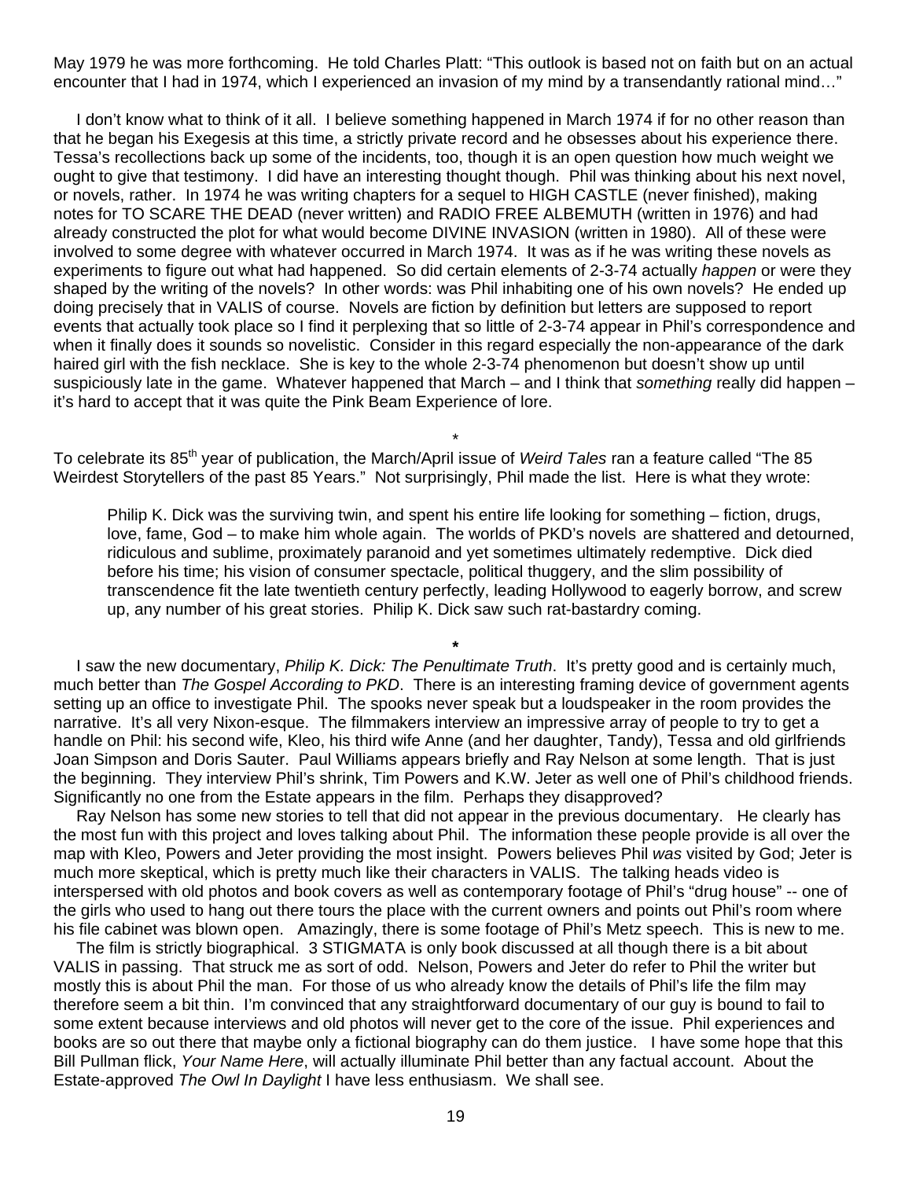May 1979 he was more forthcoming. He told Charles Platt: "This outlook is based not on faith but on an actual encounter that I had in 1974, which I experienced an invasion of my mind by a transendantly rational mind…"

I don't know what to think of it all. I believe something happened in March 1974 if for no other reason than that he began his Exegesis at this time, a strictly private record and he obsesses about his experience there. Tessa's recollections back up some of the incidents, too, though it is an open question how much weight we ought to give that testimony. I did have an interesting thought though. Phil was thinking about his next novel, or novels, rather. In 1974 he was writing chapters for a sequel to HIGH CASTLE (never finished), making notes for TO SCARE THE DEAD (never written) and RADIO FREE ALBEMUTH (written in 1976) and had already constructed the plot for what would become DIVINE INVASION (written in 1980). All of these were involved to some degree with whatever occurred in March 1974. It was as if he was writing these novels as experiments to figure out what had happened. So did certain elements of 2-3-74 actually *happen* or were they shaped by the writing of the novels? In other words: was Phil inhabiting one of his own novels? He ended up doing precisely that in VALIS of course. Novels are fiction by definition but letters are supposed to report events that actually took place so I find it perplexing that so little of 2-3-74 appear in Phil's correspondence and when it finally does it sounds so novelistic. Consider in this regard especially the non-appearance of the dark haired girl with the fish necklace. She is key to the whole 2-3-74 phenomenon but doesn't show up until suspiciously late in the game. Whatever happened that March – and I think that *something* really did happen – it's hard to accept that it was quite the Pink Beam Experience of lore.

*

To celebrate its 85th year of publication, the March/April issue of *Weird Tales* ran a feature called "The 85 Weirdest Storytellers of the past 85 Years." Not surprisingly, Phil made the list. Here is what they wrote:

> Philip K. Dick was the surviving twin, and spent his entire life looking for something – fiction, drugs, love, fame, God – to make him whole again. The worlds of PKD's novels are shattered and detourned, ridiculous and sublime, proximately paranoid and yet sometimes ultimately redemptive. Dick died before his time; his vision of consumer spectacle, political thuggery, and the slim possibility of transcendence fit the late twentieth century perfectly, leading Hollywood to eagerly borrow, and screw up, any number of his great stories. Philip K. Dick saw such rat-bastardry coming.

*

I saw the new documentary, *Philip K. Dick: The Penultimate Truth*. It's pretty good and is certainly much, much better than *The Gospel According to PKD*. There is an interesting framing device of government agents setting up an office to investigate Phil. The spooks never speak but a loudspeaker in the room provides the narrative. It's all very Nixon-esque. The filmmakers interview an impressive array of people to try to get a handle on Phil: his second wife, Kleo, his third wife Anne (and her daughter, Tandy), Tessa and old girlfriends Joan Simpson and Doris Sauter. Paul Williams appears briefly and Ray Nelson at some length. That is just the beginning. They interview Phil's shrink, Tim Powers and K.W. Jeter as well one of Phil's childhood friends. Significantly no one from the Estate appears in the film. Perhaps they disapproved?

Ray Nelson has some new stories to tell that did not appear in the previous documentary. He clearly has the most fun with this project and loves talking about Phil. The information these people provide is all over the map with Kleo, Powers and Jeter providing the most insight. Powers believes Phil *was* visited by God; Jeter is much more skeptical, which is pretty much like their characters in VALIS. The talking heads video is interspersed with old photos and book covers as well as contemporary footage of Phil's "drug house" -- one of the girls who used to hang out there tours the place with the current owners and points out Phil's room where his file cabinet was blown open. Amazingly, there is some footage of Phil's Metz speech. This is new to me.

The film is strictly biographical. 3 STIGMATA is only book discussed at all though there is a bit about VALIS in passing. That struck me as sort of odd. Nelson, Powers and Jeter do refer to Phil the writer but mostly this is about Phil the man. For those of us who already know the details of Phil's life the film may therefore seem a bit thin. I'm convinced that any straightforward documentary of our guy is bound to fail to some extent because interviews and old photos will never get to the core of the issue. Phil experiences and books are so out there that maybe only a fictional biography can do them justice. I have some hope that this Bill Pullman flick, *Your Name Here*, will actually illuminate Phil better than any factual account. About the Estate-approved *The Owl In Daylight* I have less enthusiasm. We shall see.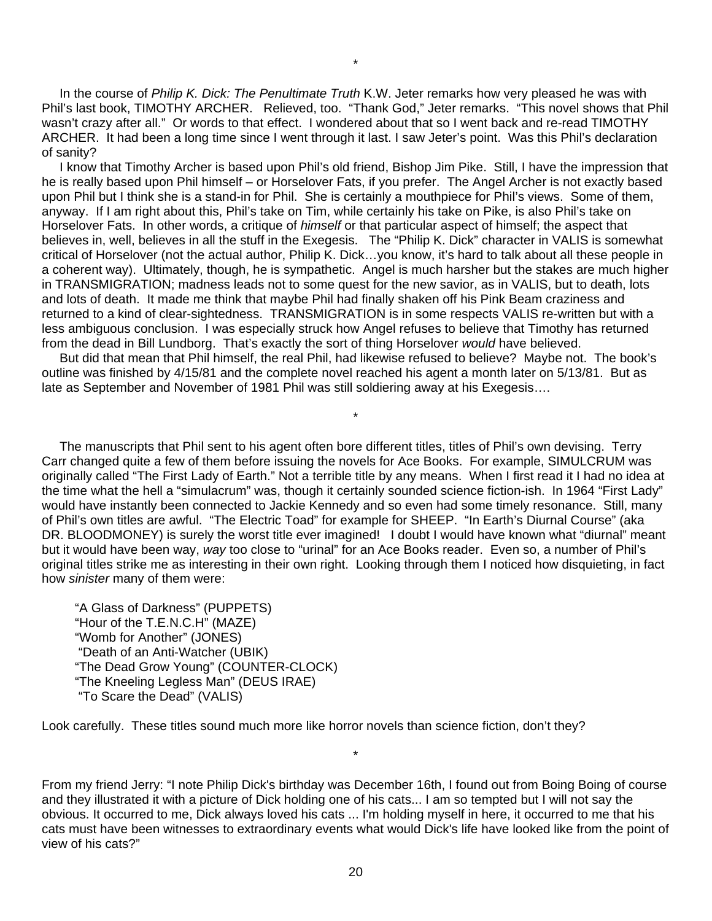\*

In the course of *Philip K. Dick: The Penultimate Truth* K.W. Jeter remarks how very pleased he was with Phil's last book, TIMOTHY ARCHER. Relieved, too. "Thank God," Jeter remarks. "This novel shows that Phil wasn't crazy after all." Or words to that effect. I wondered about that so I went back and re-read TIMOTHY ARCHER. It had been a long time since I went through it last. I saw Jeter's point. Was this Phil's declaration of sanity?

I know that Timothy Archer is based upon Phil's old friend, Bishop Jim Pike. Still, I have the impression that he is really based upon Phil himself – or Horselover Fats, if you prefer. The Angel Archer is not exactly based upon Phil but I think she is a stand-in for Phil. She is certainly a mouthpiece for Phil's views. Some of them, anyway. If I am right about this, Phil's take on Tim, while certainly his take on Pike, is also Phil's take on Horselover Fats. In other words, a critique of *himself* or that particular aspect of himself; the aspect that believes in, well, believes in all the stuff in the Exegesis. The "Philip K. Dick" character in VALIS is somewhat critical of Horselover (not the actual author, Philip K. Dick…you know, it's hard to talk about all these people in a coherent way). Ultimately, though, he is sympathetic. Angel is much harsher but the stakes are much higher in TRANSMIGRATION; madness leads not to some quest for the new savior, as in VALIS, but to death, lots and lots of death. It made me think that maybe Phil had finally shaken off his Pink Beam craziness and returned to a kind of clear-sightedness. TRANSMIGRATION is in some respects VALIS re-written but with a less ambiguous conclusion. I was especially struck how Angel refuses to believe that Timothy has returned from the dead in Bill Lundborg. That's exactly the sort of thing Horselover *would* have believed.

But did that mean that Phil himself, the real Phil, had likewise refused to believe? Maybe not. The book's outline was finished by 4/15/81 and the complete novel reached his agent a month later on 5/13/81. But as late as September and November of 1981 Phil was still soldiering away at his Exegesis….

\*

The manuscripts that Phil sent to his agent often bore different titles, titles of Phil's own devising. Terry Carr changed quite a few of them before issuing the novels for Ace Books. For example, SIMULCRUM was originally called "The First Lady of Earth." Not a terrible title by any means. When I first read it I had no idea at the time what the hell a "simulacrum" was, though it certainly sounded science fiction-ish. In 1964 "First Lady" would have instantly been connected to Jackie Kennedy and so even had some timely resonance. Still, many of Phil's own titles are awful. "The Electric Toad" for example for SHEEP. "In Earth's Diurnal Course" (aka DR. BLOODMONEY) is surely the worst title ever imagined! I doubt I would have known what "diurnal" meant but it would have been way, *way* too close to "urinal" for an Ace Books reader. Even so, a number of Phil's original titles strike me as interesting in their own right. Looking through them I noticed how disquieting, in fact how *sinister* many of them were:

"A Glass of Darkness" (PUPPETS)
"Hour of the T.E.N.C.H" (MAZE)
"Womb for Another" (JONES)
"Death of an Anti-Watcher (UBIK)
"The Dead Grow Young" (COUNTER-CLOCK)
"The Kneeling Legless Man" (DEUS IRAE)
"To Scare the Dead" (VALIS)

Look carefully. These titles sound much more like horror novels than science fiction, don't they?

\*

From my friend Jerry: "I note Philip Dick's birthday was December 16th, I found out from Boing Boing of course and they illustrated it with a picture of Dick holding one of his cats... I am so tempted but I will not say the obvious. It occurred to me, Dick always loved his cats ... I'm holding myself in here, it occurred to me that his cats must have been witnesses to extraordinary events what would Dick's life have looked like from the point of view of his cats?"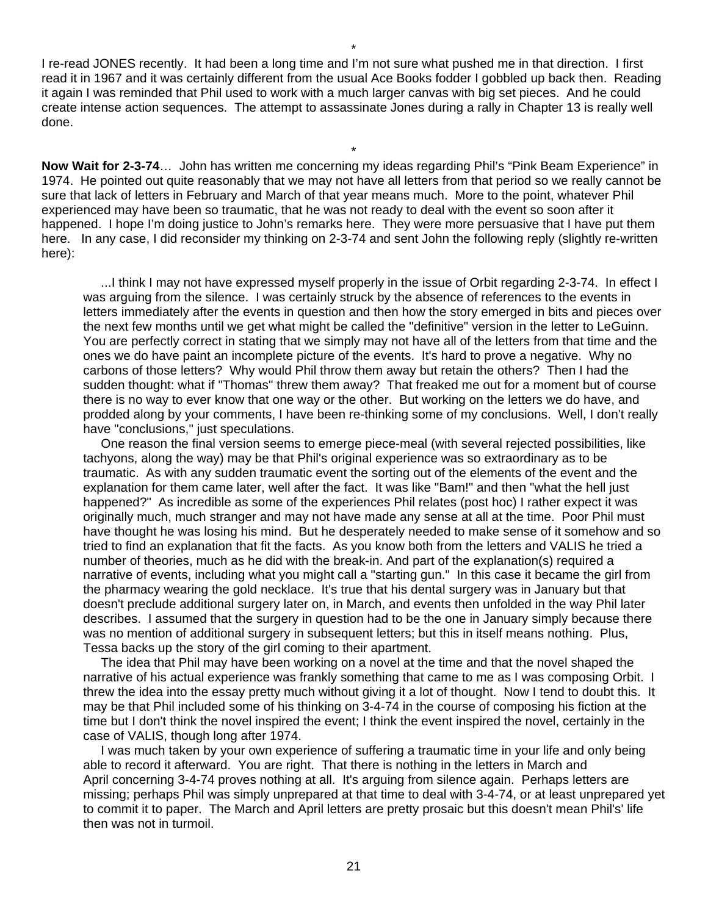*

I re-read JONES recently. It had been a long time and I'm not sure what pushed me in that direction. I first read it in 1967 and it was certainly different from the usual Ace Books fodder I gobbled up back then. Reading it again I was reminded that Phil used to work with a much larger canvas with big set pieces. And he could create intense action sequences. The attempt to assassinate Jones during a rally in Chapter 13 is really well done.

*

**Now Wait for 2-3-74**… John has written me concerning my ideas regarding Phil's "Pink Beam Experience" in 1974. He pointed out quite reasonably that we may not have all letters from that period so we really cannot be sure that lack of letters in February and March of that year means much. More to the point, whatever Phil experienced may have been so traumatic, that he was not ready to deal with the event so soon after it happened. I hope I'm doing justice to John's remarks here. They were more persuasive that I have put them here. In any case, I did reconsider my thinking on 2-3-74 and sent John the following reply (slightly re-written here):

> ...I think I may not have expressed myself properly in the issue of Orbit regarding 2-3-74. In effect I was arguing from the silence. I was certainly struck by the absence of references to the events in letters immediately after the events in question and then how the story emerged in bits and pieces over the next few months until we get what might be called the "definitive" version in the letter to LeGuinn. You are perfectly correct in stating that we simply may not have all of the letters from that time and the ones we do have paint an incomplete picture of the events. It's hard to prove a negative. Why no carbons of those letters? Why would Phil throw them away but retain the others? Then I had the sudden thought: what if "Thomas" threw them away? That freaked me out for a moment but of course there is no way to ever know that one way or the other. But working on the letters we do have, and prodded along by your comments, I have been re-thinking some of my conclusions. Well, I don't really have "conclusions," just speculations.
>
> One reason the final version seems to emerge piece-meal (with several rejected possibilities, like tachyons, along the way) may be that Phil's original experience was so extraordinary as to be traumatic. As with any sudden traumatic event the sorting out of the elements of the event and the explanation for them came later, well after the fact. It was like "Bam!" and then "what the hell just happened?" As incredible as some of the experiences Phil relates (post hoc) I rather expect it was originally much, much stranger and may not have made any sense at all at the time. Poor Phil must have thought he was losing his mind. But he desperately needed to make sense of it somehow and so tried to find an explanation that fit the facts. As you know both from the letters and VALIS he tried a number of theories, much as he did with the break-in. And part of the explanation(s) required a narrative of events, including what you might call a "starting gun." In this case it became the girl from the pharmacy wearing the gold necklace. It's true that his dental surgery was in January but that doesn't preclude additional surgery later on, in March, and events then unfolded in the way Phil later describes. I assumed that the surgery in question had to be the one in January simply because there was no mention of additional surgery in subsequent letters; but this in itself means nothing. Plus, Tessa backs up the story of the girl coming to their apartment.
>
> The idea that Phil may have been working on a novel at the time and that the novel shaped the narrative of his actual experience was frankly something that came to me as I was composing Orbit. I threw the idea into the essay pretty much without giving it a lot of thought. Now I tend to doubt this. It may be that Phil included some of his thinking on 3-4-74 in the course of composing his fiction at the time but I don't think the novel inspired the event; I think the event inspired the novel, certainly in the case of VALIS, though long after 1974.
>
> I was much taken by your own experience of suffering a traumatic time in your life and only being able to record it afterward. You are right. That there is nothing in the letters in March and April concerning 3-4-74 proves nothing at all. It's arguing from silence again. Perhaps letters are missing; perhaps Phil was simply unprepared at that time to deal with 3-4-74, or at least unprepared yet to commit it to paper. The March and April letters are pretty prosaic but this doesn't mean Phil's' life then was not in turmoil.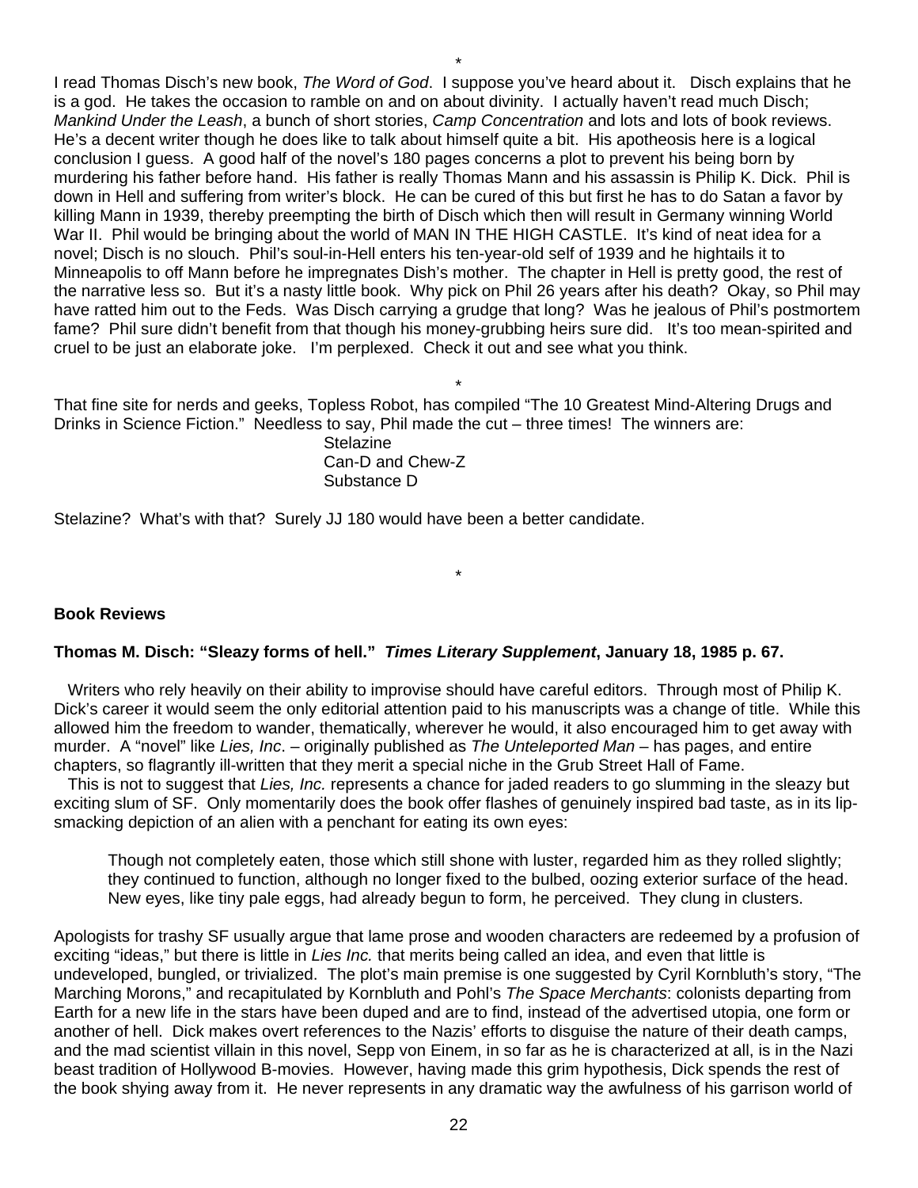\*

I read Thomas Disch's new book, *The Word of God*. I suppose you've heard about it. Disch explains that he is a god. He takes the occasion to ramble on and on about divinity. I actually haven't read much Disch; *Mankind Under the Leash*, a bunch of short stories, *Camp Concentration* and lots and lots of book reviews. He's a decent writer though he does like to talk about himself quite a bit. His apotheosis here is a logical conclusion I guess. A good half of the novel's 180 pages concerns a plot to prevent his being born by murdering his father before hand. His father is really Thomas Mann and his assassin is Philip K. Dick. Phil is down in Hell and suffering from writer's block. He can be cured of this but first he has to do Satan a favor by killing Mann in 1939, thereby preempting the birth of Disch which then will result in Germany winning World War II. Phil would be bringing about the world of MAN IN THE HIGH CASTLE. It's kind of neat idea for a novel; Disch is no slouch. Phil's soul-in-Hell enters his ten-year-old self of 1939 and he hightails it to Minneapolis to off Mann before he impregnates Dish's mother. The chapter in Hell is pretty good, the rest of the narrative less so. But it's a nasty little book. Why pick on Phil 26 years after his death? Okay, so Phil may have ratted him out to the Feds. Was Disch carrying a grudge that long? Was he jealous of Phil's postmortem fame? Phil sure didn't benefit from that though his money-grubbing heirs sure did. It's too mean-spirited and cruel to be just an elaborate joke. I'm perplexed. Check it out and see what you think.

\*

That fine site for nerds and geeks, Topless Robot, has compiled "The 10 Greatest Mind-Altering Drugs and Drinks in Science Fiction." Needless to say, Phil made the cut – three times! The winners are:

Stelazine
Can-D and Chew-Z
Substance D

Stelazine? What's with that? Surely JJ 180 would have been a better candidate.

\*

**Book Reviews**

**Thomas M. Disch: "Sleazy forms of hell." *Times Literary Supplement*, January 18, 1985 p. 67.**

Writers who rely heavily on their ability to improvise should have careful editors. Through most of Philip K. Dick's career it would seem the only editorial attention paid to his manuscripts was a change of title. While this allowed him the freedom to wander, thematically, wherever he would, it also encouraged him to get away with murder. A "novel" like *Lies, Inc*. – originally published as *The Unteleported Man* – has pages, and entire chapters, so flagrantly ill-written that they merit a special niche in the Grub Street Hall of Fame.

This is not to suggest that *Lies, Inc.* represents a chance for jaded readers to go slumming in the sleazy but exciting slum of SF. Only momentarily does the book offer flashes of genuinely inspired bad taste, as in its lip-smacking depiction of an alien with a penchant for eating its own eyes:

> Though not completely eaten, those which still shone with luster, regarded him as they rolled slightly; they continued to function, although no longer fixed to the bulbed, oozing exterior surface of the head. New eyes, like tiny pale eggs, had already begun to form, he perceived. They clung in clusters.

Apologists for trashy SF usually argue that lame prose and wooden characters are redeemed by a profusion of exciting "ideas," but there is little in *Lies Inc.* that merits being called an idea, and even that little is undeveloped, bungled, or trivialized. The plot's main premise is one suggested by Cyril Kornbluth's story, "The Marching Morons," and recapitulated by Kornbluth and Pohl's *The Space Merchants*: colonists departing from Earth for a new life in the stars have been duped and are to find, instead of the advertised utopia, one form or another of hell. Dick makes overt references to the Nazis' efforts to disguise the nature of their death camps, and the mad scientist villain in this novel, Sepp von Einem, in so far as he is characterized at all, is in the Nazi beast tradition of Hollywood B-movies. However, having made this grim hypothesis, Dick spends the rest of the book shying away from it. He never represents in any dramatic way the awfulness of his garrison world of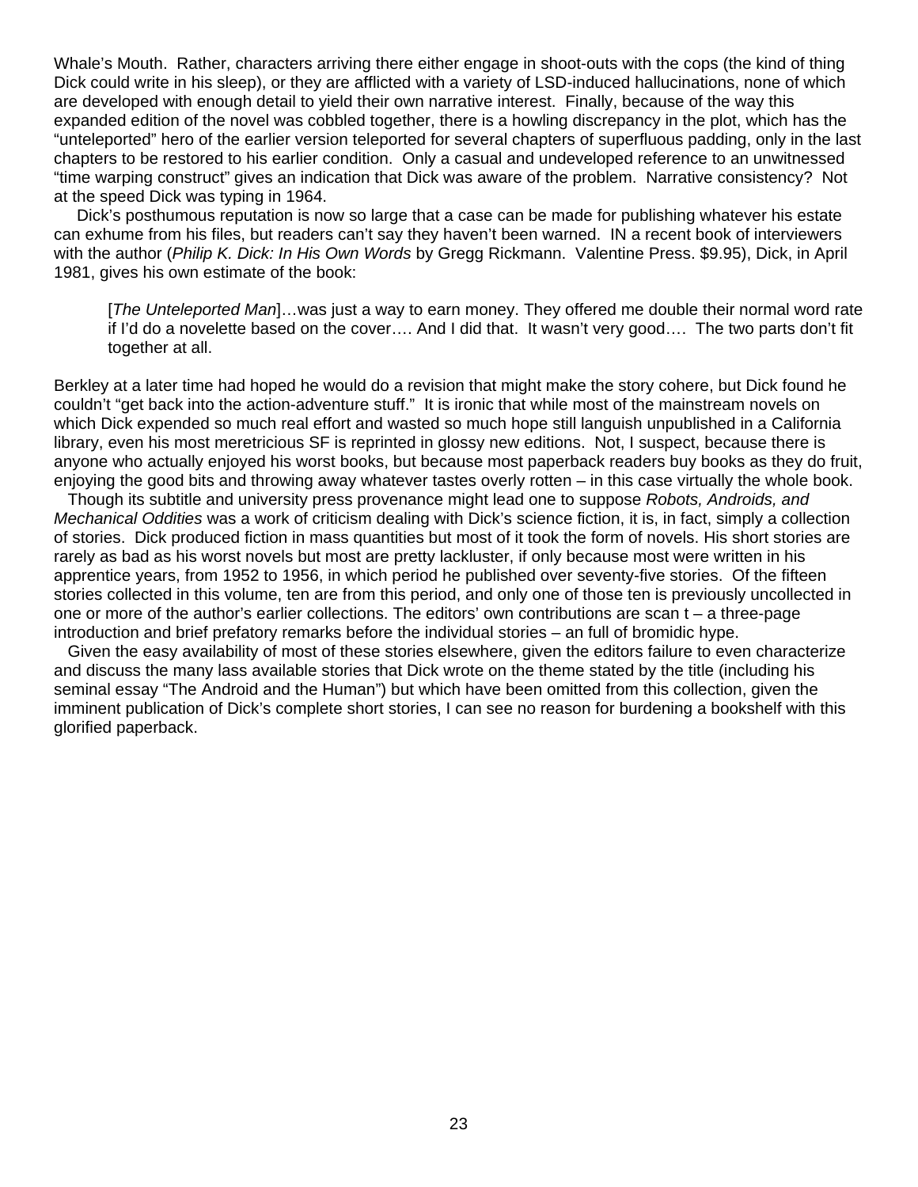Whale's Mouth. Rather, characters arriving there either engage in shoot-outs with the cops (the kind of thing Dick could write in his sleep), or they are afflicted with a variety of LSD-induced hallucinations, none of which are developed with enough detail to yield their own narrative interest. Finally, because of the way this expanded edition of the novel was cobbled together, there is a howling discrepancy in the plot, which has the "unteleported" hero of the earlier version teleported for several chapters of superfluous padding, only in the last chapters to be restored to his earlier condition. Only a casual and undeveloped reference to an unwitnessed "time warping construct" gives an indication that Dick was aware of the problem. Narrative consistency? Not at the speed Dick was typing in 1964.

Dick's posthumous reputation is now so large that a case can be made for publishing whatever his estate can exhume from his files, but readers can't say they haven't been warned. IN a recent book of interviewers with the author (*Philip K. Dick: In His Own Words* by Gregg Rickmann. Valentine Press. $9.95), Dick, in April 1981, gives his own estimate of the book:

> [*The Unteleported Man*]…was just a way to earn money. They offered me double their normal word rate if I'd do a novelette based on the cover…. And I did that. It wasn't very good…. The two parts don't fit together at all.

Berkley at a later time had hoped he would do a revision that might make the story cohere, but Dick found he couldn't "get back into the action-adventure stuff." It is ironic that while most of the mainstream novels on which Dick expended so much real effort and wasted so much hope still languish unpublished in a California library, even his most meretricious SF is reprinted in glossy new editions. Not, I suspect, because there is anyone who actually enjoyed his worst books, but because most paperback readers buy books as they do fruit, enjoying the good bits and throwing away whatever tastes overly rotten – in this case virtually the whole book.

Though its subtitle and university press provenance might lead one to suppose *Robots, Androids, and Mechanical Oddities* was a work of criticism dealing with Dick's science fiction, it is, in fact, simply a collection of stories. Dick produced fiction in mass quantities but most of it took the form of novels. His short stories are rarely as bad as his worst novels but most are pretty lackluster, if only because most were written in his apprentice years, from 1952 to 1956, in which period he published over seventy-five stories. Of the fifteen stories collected in this volume, ten are from this period, and only one of those ten is previously uncollected in one or more of the author's earlier collections. The editors' own contributions are scan t – a three-page introduction and brief prefatory remarks before the individual stories – an full of bromidic hype.

Given the easy availability of most of these stories elsewhere, given the editors failure to even characterize and discuss the many lass available stories that Dick wrote on the theme stated by the title (including his seminal essay "The Android and the Human") but which have been omitted from this collection, given the imminent publication of Dick's complete short stories, I can see no reason for burdening a bookshelf with this glorified paperback.